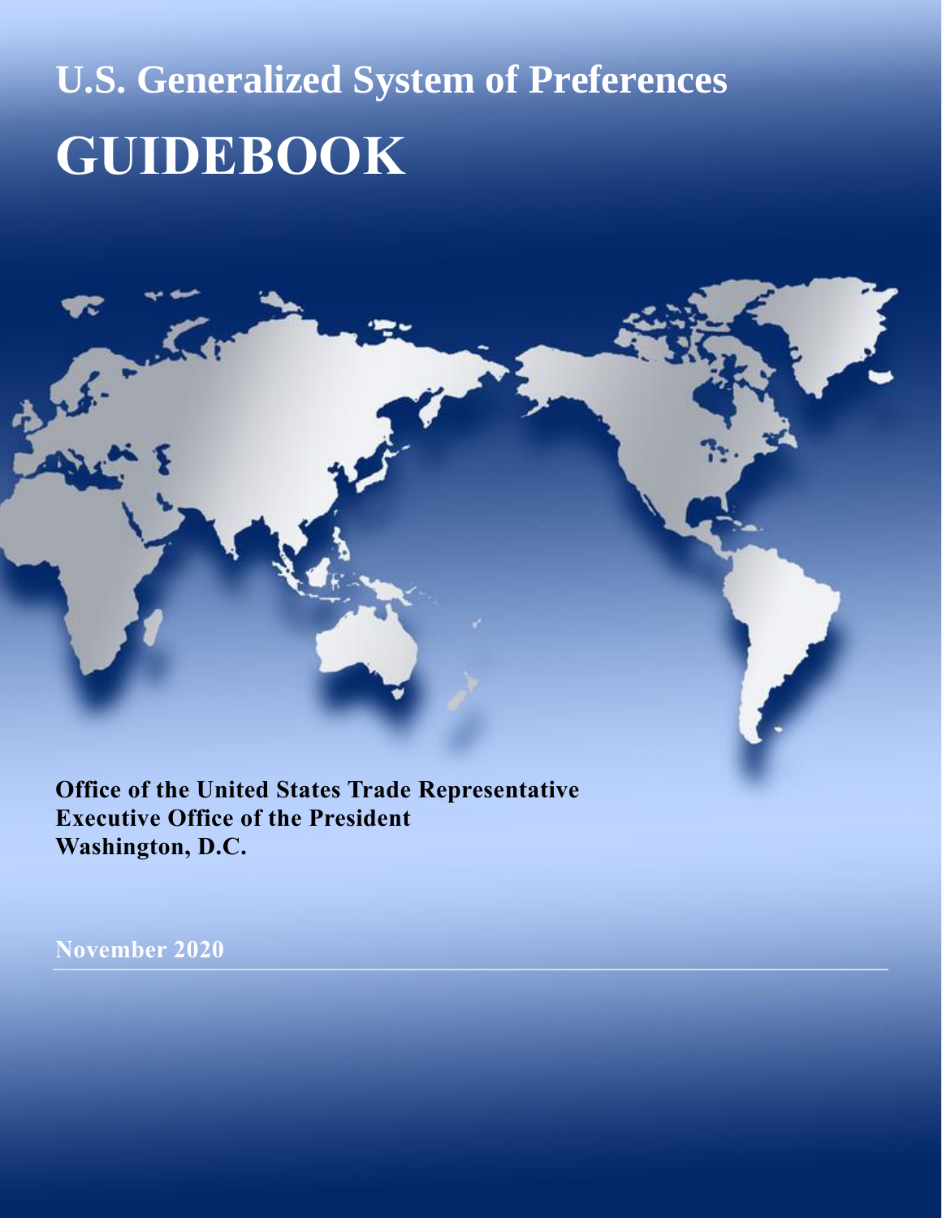# U.S. Generalized System of Preferences

# GUIDEBOOK

**Office of the United States Trade Representative**
**Executive Office of the President**
**Washington, D.C.**

**November 2020**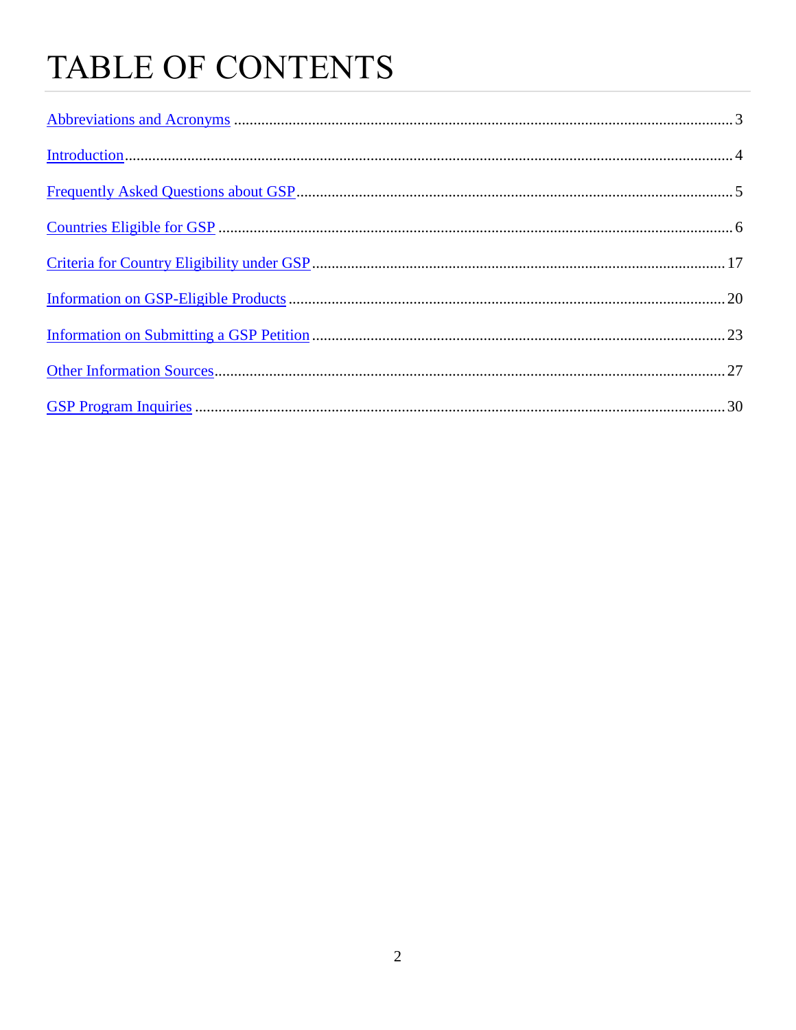# TABLE OF CONTENTS

Abbreviations and Acronyms ........................................ 3

Introduction ........................................ 4

Frequently Asked Questions about GSP ........................................ 5

Countries Eligible for GSP ........................................ 6

Criteria for Country Eligibility under GSP ........................................ 17

Information on GSP-Eligible Products ........................................ 20

Information on Submitting a GSP Petition ........................................ 23

Other Information Sources ........................................ 27

GSP Program Inquiries ........................................ 30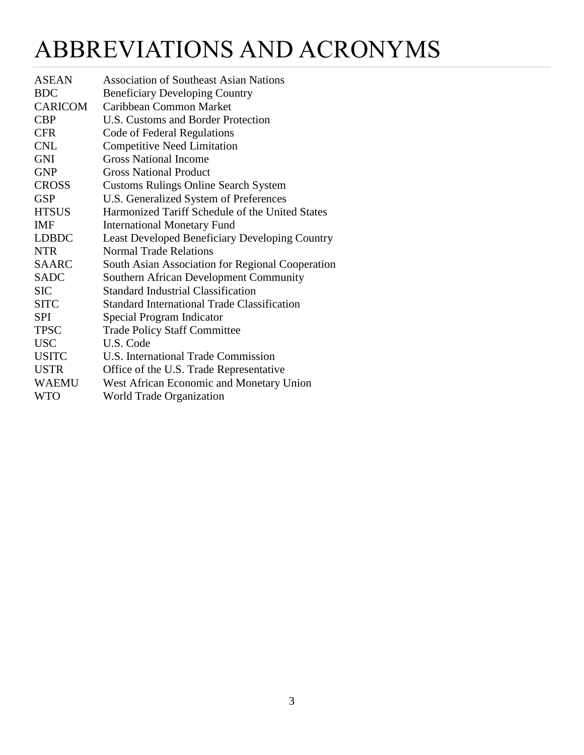# ABBREVIATIONS AND ACRONYMS

| | |
|---|---|
| ASEAN | Association of Southeast Asian Nations |
| BDC | Beneficiary Developing Country |
| CARICOM | Caribbean Common Market |
| CBP | U.S. Customs and Border Protection |
| CFR | Code of Federal Regulations |
| CNL | Competitive Need Limitation |
| GNI | Gross National Income |
| GNP | Gross National Product |
| CROSS | Customs Rulings Online Search System |
| GSP | U.S. Generalized System of Preferences |
| HTSUS | Harmonized Tariff Schedule of the United States |
| IMF | International Monetary Fund |
| LDBDC | Least Developed Beneficiary Developing Country |
| NTR | Normal Trade Relations |
| SAARC | South Asian Association for Regional Cooperation |
| SADC | Southern African Development Community |
| SIC | Standard Industrial Classification |
| SITC | Standard International Trade Classification |
| SPI | Special Program Indicator |
| TPSC | Trade Policy Staff Committee |
| USC | U.S. Code |
| USITC | U.S. International Trade Commission |
| USTR | Office of the U.S. Trade Representative |
| WAEMU | West African Economic and Monetary Union |
| WTO | World Trade Organization |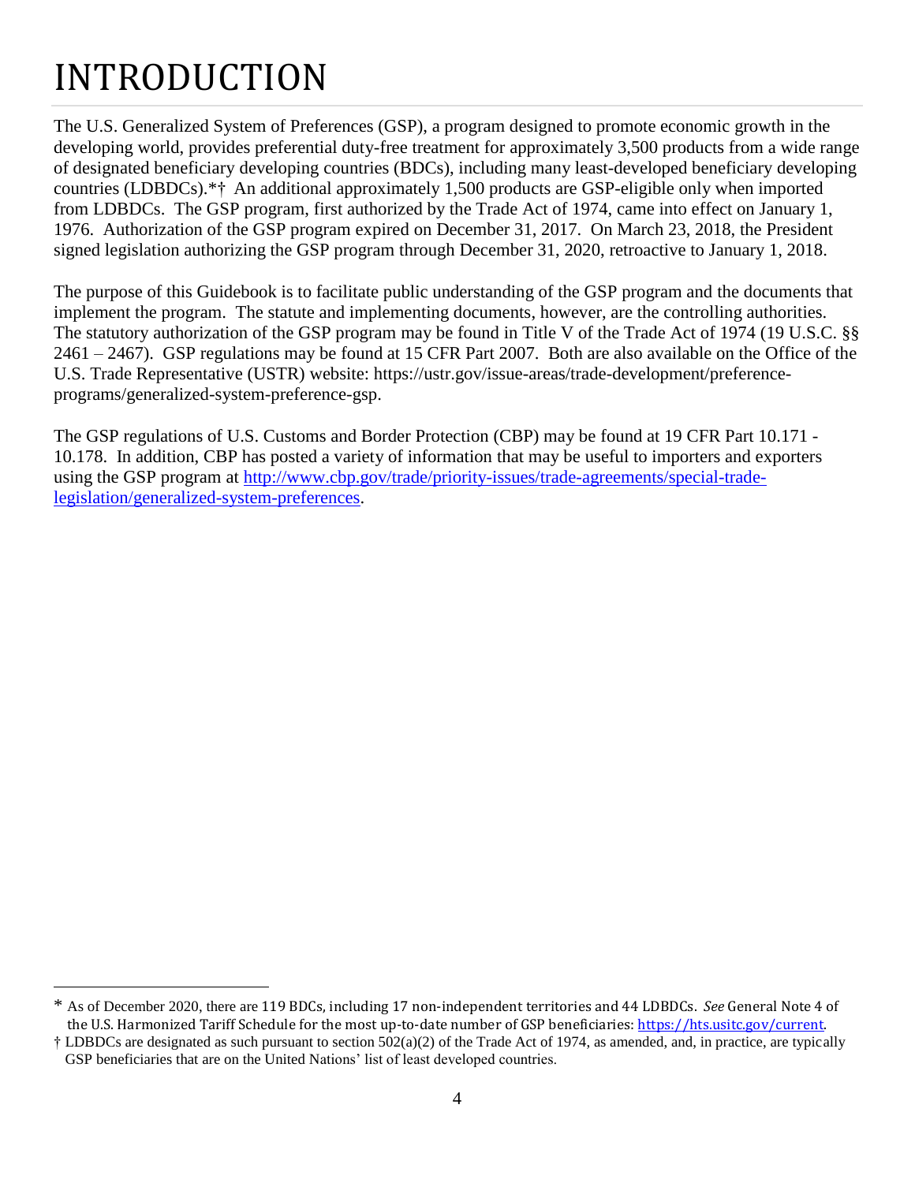# INTRODUCTION

The U.S. Generalized System of Preferences (GSP), a program designed to promote economic growth in the developing world, provides preferential duty-free treatment for approximately 3,500 products from a wide range of designated beneficiary developing countries (BDCs), including many least-developed beneficiary developing countries (LDBDCs).*† An additional approximately 1,500 products are GSP-eligible only when imported from LDBDCs. The GSP program, first authorized by the Trade Act of 1974, came into effect on January 1, 1976. Authorization of the GSP program expired on December 31, 2017. On March 23, 2018, the President signed legislation authorizing the GSP program through December 31, 2020, retroactive to January 1, 2018.

The purpose of this Guidebook is to facilitate public understanding of the GSP program and the documents that implement the program. The statute and implementing documents, however, are the controlling authorities. The statutory authorization of the GSP program may be found in Title V of the Trade Act of 1974 (19 U.S.C. §§ 2461 – 2467). GSP regulations may be found at 15 CFR Part 2007. Both are also available on the Office of the U.S. Trade Representative (USTR) website: https://ustr.gov/issue-areas/trade-development/preference-programs/generalized-system-preference-gsp.

The GSP regulations of U.S. Customs and Border Protection (CBP) may be found at 19 CFR Part 10.171 - 10.178. In addition, CBP has posted a variety of information that may be useful to importers and exporters using the GSP program at [http://www.cbp.gov/trade/priority-issues/trade-agreements/special-trade-legislation/generalized-system-preferences](http://www.cbp.gov/trade/priority-issues/trade-agreements/special-trade-legislation/generalized-system-preferences).

---

* As of December 2020, there are 119 BDCs, including 17 non-independent territories and 44 LDBDCs. *See* General Note 4 of the U.S. Harmonized Tariff Schedule for the most up-to-date number of GSP beneficiaries: [https://hts.usitc.gov/current](https://hts.usitc.gov/current).

† LDBDCs are designated as such pursuant to section 502(a)(2) of the Trade Act of 1974, as amended, and, in practice, are typically GSP beneficiaries that are on the United Nations' list of least developed countries.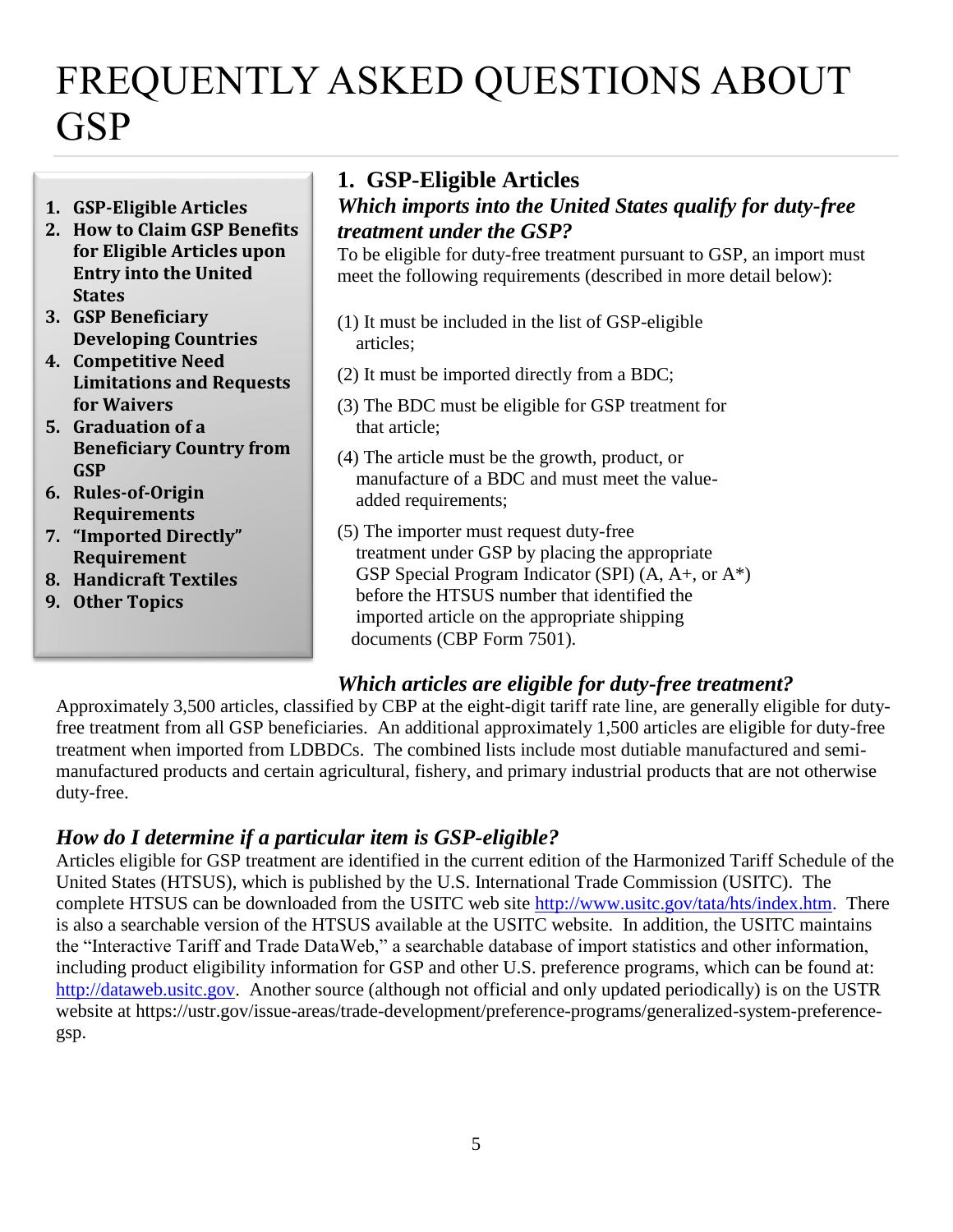# FREQUENTLY ASKED QUESTIONS ABOUT GSP

1. **GSP-Eligible Articles**
2. **How to Claim GSP Benefits for Eligible Articles upon Entry into the United States**
3. **GSP Beneficiary Developing Countries**
4. **Competitive Need Limitations and Requests for Waivers**
5. **Graduation of a Beneficiary Country from GSP**
6. **Rules-of-Origin Requirements**
7. **"Imported Directly" Requirement**
8. **Handicraft Textiles**
9. **Other Topics**

## 1. GSP-Eligible Articles

### *Which imports into the United States qualify for duty-free treatment under the GSP?*

To be eligible for duty-free treatment pursuant to GSP, an import must meet the following requirements (described in more detail below):

(1) It must be included in the list of GSP-eligible articles;

(2) It must be imported directly from a BDC;

(3) The BDC must be eligible for GSP treatment for that article;

(4) The article must be the growth, product, or manufacture of a BDC and must meet the value-added requirements;

(5) The importer must request duty-free treatment under GSP by placing the appropriate GSP Special Program Indicator (SPI) (A, A+, or A*) before the HTSUS number that identified the imported article on the appropriate shipping documents (CBP Form 7501).

### *Which articles are eligible for duty-free treatment?*

Approximately 3,500 articles, classified by CBP at the eight-digit tariff rate line, are generally eligible for duty-free treatment from all GSP beneficiaries. An additional approximately 1,500 articles are eligible for duty-free treatment when imported from LDBDCs. The combined lists include most dutiable manufactured and semi-manufactured products and certain agricultural, fishery, and primary industrial products that are not otherwise duty-free.

### *How do I determine if a particular item is GSP-eligible?*

Articles eligible for GSP treatment are identified in the current edition of the Harmonized Tariff Schedule of the United States (HTSUS), which is published by the U.S. International Trade Commission (USITC). The complete HTSUS can be downloaded from the USITC web site http://www.usitc.gov/tata/hts/index.htm. There is also a searchable version of the HTSUS available at the USITC website. In addition, the USITC maintains the "Interactive Tariff and Trade DataWeb," a searchable database of import statistics and other information, including product eligibility information for GSP and other U.S. preference programs, which can be found at: http://dataweb.usitc.gov. Another source (although not official and only updated periodically) is on the USTR website at https://ustr.gov/issue-areas/trade-development/preference-programs/generalized-system-preference-gsp.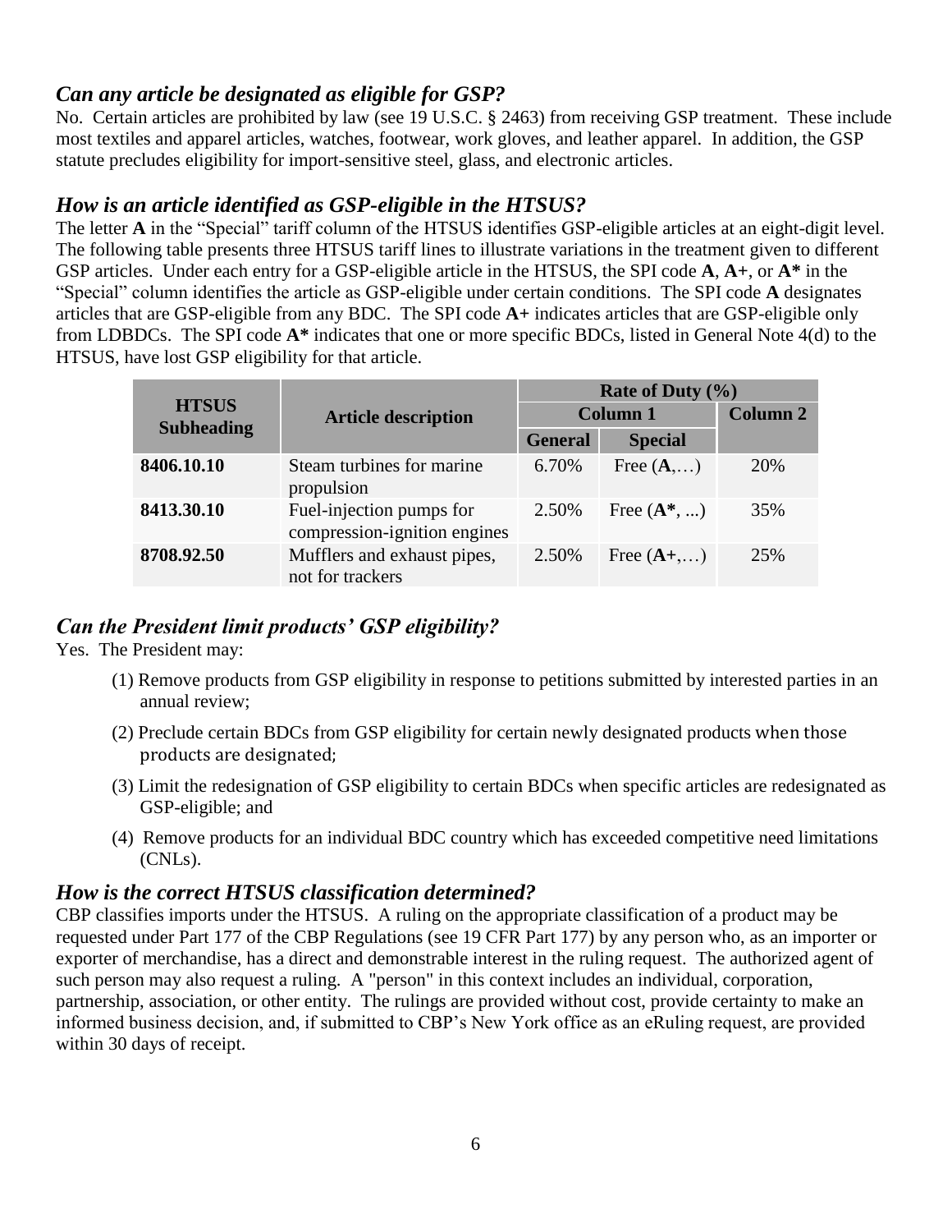### *Can any article be designated as eligible for GSP?*

No. Certain articles are prohibited by law (see 19 U.S.C. § 2463) from receiving GSP treatment. These include most textiles and apparel articles, watches, footwear, work gloves, and leather apparel. In addition, the GSP statute precludes eligibility for import-sensitive steel, glass, and electronic articles.

### *How is an article identified as GSP-eligible in the HTSUS?*

The letter **A** in the "Special" tariff column of the HTSUS identifies GSP-eligible articles at an eight-digit level. The following table presents three HTSUS tariff lines to illustrate variations in the treatment given to different GSP articles. Under each entry for a GSP-eligible article in the HTSUS, the SPI code **A**, **A+**, or **A*** in the "Special" column identifies the article as GSP-eligible under certain conditions. The SPI code **A** designates articles that are GSP-eligible from any BDC. The SPI code **A+** indicates articles that are GSP-eligible only from LDBDCs. The SPI code **A*** indicates that one or more specific BDCs, listed in General Note 4(d) to the HTSUS, have lost GSP eligibility for that article.

| HTSUS Subheading | Article description | Rate of Duty (%) | | |
|---|---|---|---|---|
| | | Column 1 | | Column 2 |
| | | General | Special | |
| **8406.10.10** | Steam turbines for marine propulsion | 6.70% | Free (**A**,…) | 20% |
| **8413.30.10** | Fuel-injection pumps for compression-ignition engines | 2.50% | Free (**A***, ...) | 35% |
| **8708.92.50** | Mufflers and exhaust pipes, not for trackers | 2.50% | Free (**A+**,…) | 25% |

### *Can the President limit products' GSP eligibility?*

Yes. The President may:

(1) Remove products from GSP eligibility in response to petitions submitted by interested parties in an annual review;

(2) Preclude certain BDCs from GSP eligibility for certain newly designated products when those products are designated;

(3) Limit the redesignation of GSP eligibility to certain BDCs when specific articles are redesignated as GSP-eligible; and

(4) Remove products for an individual BDC country which has exceeded competitive need limitations (CNLs).

### *How is the correct HTSUS classification determined?*

CBP classifies imports under the HTSUS. A ruling on the appropriate classification of a product may be requested under Part 177 of the CBP Regulations (see 19 CFR Part 177) by any person who, as an importer or exporter of merchandise, has a direct and demonstrable interest in the ruling request. The authorized agent of such person may also request a ruling. A "person" in this context includes an individual, corporation, partnership, association, or other entity. The rulings are provided without cost, provide certainty to make an informed business decision, and, if submitted to CBP's New York office as an eRuling request, are provided within 30 days of receipt.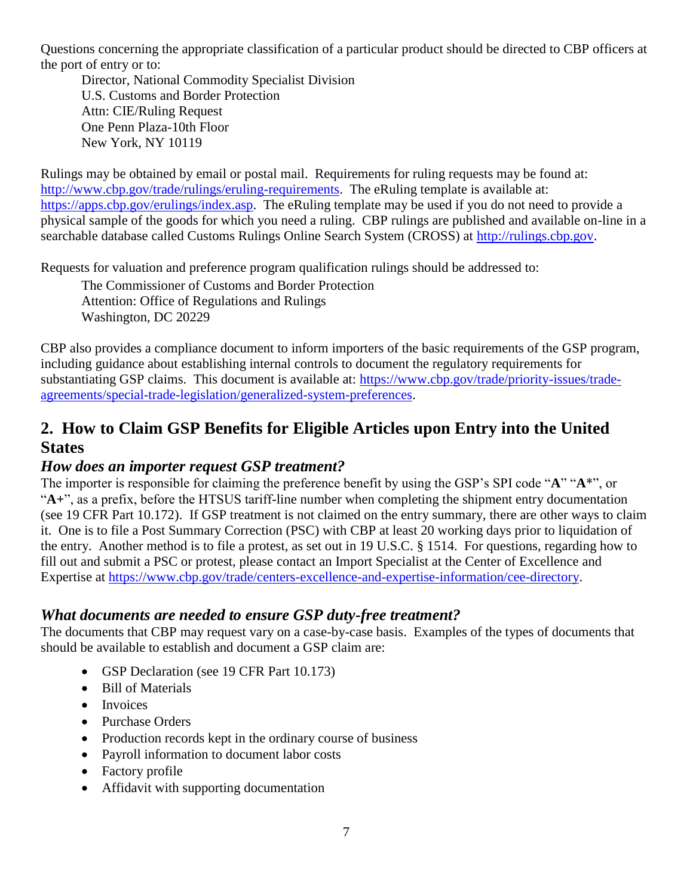Questions concerning the appropriate classification of a particular product should be directed to CBP officers at the port of entry or to:

Director, National Commodity Specialist Division
U.S. Customs and Border Protection
Attn: CIE/Ruling Request
One Penn Plaza-10th Floor
New York, NY 10119

Rulings may be obtained by email or postal mail. Requirements for ruling requests may be found at: http://www.cbp.gov/trade/rulings/eruling-requirements. The eRuling template is available at: https://apps.cbp.gov/erulings/index.asp. The eRuling template may be used if you do not need to provide a physical sample of the goods for which you need a ruling. CBP rulings are published and available on-line in a searchable database called Customs Rulings Online Search System (CROSS) at http://rulings.cbp.gov.

Requests for valuation and preference program qualification rulings should be addressed to:

The Commissioner of Customs and Border Protection
Attention: Office of Regulations and Rulings
Washington, DC 20229

CBP also provides a compliance document to inform importers of the basic requirements of the GSP program, including guidance about establishing internal controls to document the regulatory requirements for substantiating GSP claims. This document is available at: https://www.cbp.gov/trade/priority-issues/trade-agreements/special-trade-legislation/generalized-system-preferences.

## 2. How to Claim GSP Benefits for Eligible Articles upon Entry into the United States

### *How does an importer request GSP treatment?*

The importer is responsible for claiming the preference benefit by using the GSP's SPI code "**A**" "**A***", or "**A+**", as a prefix, before the HTSUS tariff-line number when completing the shipment entry documentation (see 19 CFR Part 10.172). If GSP treatment is not claimed on the entry summary, there are other ways to claim it. One is to file a Post Summary Correction (PSC) with CBP at least 20 working days prior to liquidation of the entry. Another method is to file a protest, as set out in 19 U.S.C. § 1514. For questions, regarding how to fill out and submit a PSC or protest, please contact an Import Specialist at the Center of Excellence and Expertise at https://www.cbp.gov/trade/centers-excellence-and-expertise-information/cee-directory.

### *What documents are needed to ensure GSP duty-free treatment?*

The documents that CBP may request vary on a case-by-case basis. Examples of the types of documents that should be available to establish and document a GSP claim are:

- GSP Declaration (see 19 CFR Part 10.173)
- Bill of Materials
- Invoices
- Purchase Orders
- Production records kept in the ordinary course of business
- Payroll information to document labor costs
- Factory profile
- Affidavit with supporting documentation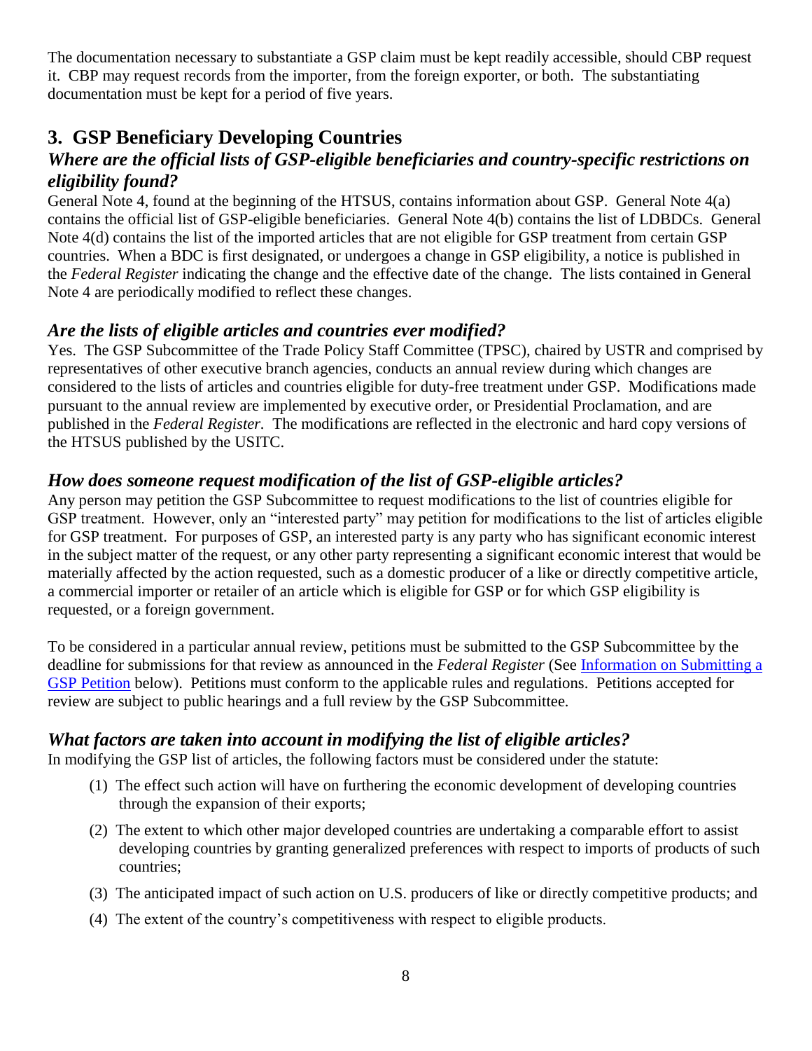The documentation necessary to substantiate a GSP claim must be kept readily accessible, should CBP request it. CBP may request records from the importer, from the foreign exporter, or both. The substantiating documentation must be kept for a period of five years.

## 3. GSP Beneficiary Developing Countries

### *Where are the official lists of GSP-eligible beneficiaries and country-specific restrictions on eligibility found?*

General Note 4, found at the beginning of the HTSUS, contains information about GSP. General Note 4(a) contains the official list of GSP-eligible beneficiaries. General Note 4(b) contains the list of LDBDCs. General Note 4(d) contains the list of the imported articles that are not eligible for GSP treatment from certain GSP countries. When a BDC is first designated, or undergoes a change in GSP eligibility, a notice is published in the *Federal Register* indicating the change and the effective date of the change. The lists contained in General Note 4 are periodically modified to reflect these changes.

### *Are the lists of eligible articles and countries ever modified?*

Yes. The GSP Subcommittee of the Trade Policy Staff Committee (TPSC), chaired by USTR and comprised by representatives of other executive branch agencies, conducts an annual review during which changes are considered to the lists of articles and countries eligible for duty-free treatment under GSP. Modifications made pursuant to the annual review are implemented by executive order, or Presidential Proclamation, and are published in the *Federal Register.* The modifications are reflected in the electronic and hard copy versions of the HTSUS published by the USITC.

### *How does someone request modification of the list of GSP-eligible articles?*

Any person may petition the GSP Subcommittee to request modifications to the list of countries eligible for GSP treatment. However, only an "interested party" may petition for modifications to the list of articles eligible for GSP treatment. For purposes of GSP, an interested party is any party who has significant economic interest in the subject matter of the request, or any other party representing a significant economic interest that would be materially affected by the action requested, such as a domestic producer of a like or directly competitive article, a commercial importer or retailer of an article which is eligible for GSP or for which GSP eligibility is requested, or a foreign government.

To be considered in a particular annual review, petitions must be submitted to the GSP Subcommittee by the deadline for submissions for that review as announced in the *Federal Register* (See Information on Submitting a GSP Petition below). Petitions must conform to the applicable rules and regulations. Petitions accepted for review are subject to public hearings and a full review by the GSP Subcommittee.

### *What factors are taken into account in modifying the list of eligible articles?*

In modifying the GSP list of articles, the following factors must be considered under the statute:

(1) The effect such action will have on furthering the economic development of developing countries through the expansion of their exports;

(2) The extent to which other major developed countries are undertaking a comparable effort to assist developing countries by granting generalized preferences with respect to imports of products of such countries;

(3) The anticipated impact of such action on U.S. producers of like or directly competitive products; and

(4) The extent of the country's competitiveness with respect to eligible products.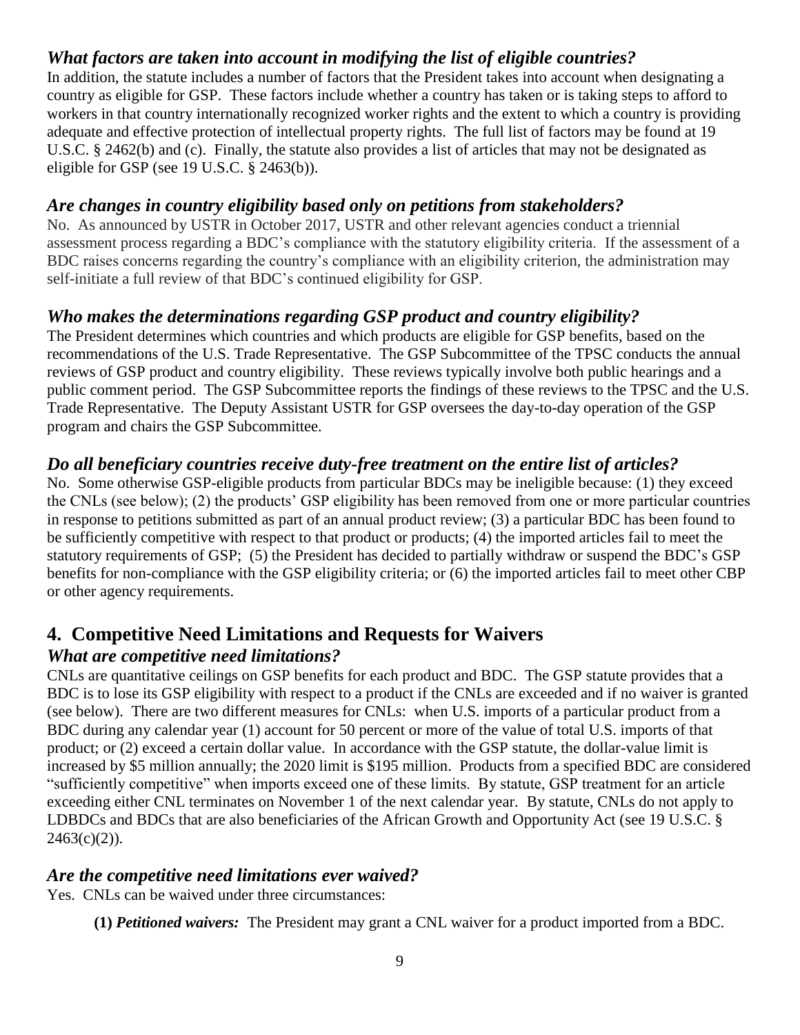### *What factors are taken into account in modifying the list of eligible countries?*

In addition, the statute includes a number of factors that the President takes into account when designating a country as eligible for GSP. These factors include whether a country has taken or is taking steps to afford to workers in that country internationally recognized worker rights and the extent to which a country is providing adequate and effective protection of intellectual property rights. The full list of factors may be found at 19 U.S.C. § 2462(b) and (c). Finally, the statute also provides a list of articles that may not be designated as eligible for GSP (see 19 U.S.C. § 2463(b)).

### *Are changes in country eligibility based only on petitions from stakeholders?*

No. As announced by USTR in October 2017, USTR and other relevant agencies conduct a triennial assessment process regarding a BDC's compliance with the statutory eligibility criteria. If the assessment of a BDC raises concerns regarding the country's compliance with an eligibility criterion, the administration may self-initiate a full review of that BDC's continued eligibility for GSP.

### *Who makes the determinations regarding GSP product and country eligibility?*

The President determines which countries and which products are eligible for GSP benefits, based on the recommendations of the U.S. Trade Representative. The GSP Subcommittee of the TPSC conducts the annual reviews of GSP product and country eligibility. These reviews typically involve both public hearings and a public comment period. The GSP Subcommittee reports the findings of these reviews to the TPSC and the U.S. Trade Representative. The Deputy Assistant USTR for GSP oversees the day-to-day operation of the GSP program and chairs the GSP Subcommittee.

### *Do all beneficiary countries receive duty-free treatment on the entire list of articles?*

No. Some otherwise GSP-eligible products from particular BDCs may be ineligible because: (1) they exceed the CNLs (see below); (2) the products' GSP eligibility has been removed from one or more particular countries in response to petitions submitted as part of an annual product review; (3) a particular BDC has been found to be sufficiently competitive with respect to that product or products; (4) the imported articles fail to meet the statutory requirements of GSP; (5) the President has decided to partially withdraw or suspend the BDC's GSP benefits for non-compliance with the GSP eligibility criteria; or (6) the imported articles fail to meet other CBP or other agency requirements.

## 4. Competitive Need Limitations and Requests for Waivers

### *What are competitive need limitations?*

CNLs are quantitative ceilings on GSP benefits for each product and BDC. The GSP statute provides that a BDC is to lose its GSP eligibility with respect to a product if the CNLs are exceeded and if no waiver is granted (see below). There are two different measures for CNLs: when U.S. imports of a particular product from a BDC during any calendar year (1) account for 50 percent or more of the value of total U.S. imports of that product; or (2) exceed a certain dollar value. In accordance with the GSP statute, the dollar-value limit is increased by $5 million annually; the 2020 limit is $195 million. Products from a specified BDC are considered "sufficiently competitive" when imports exceed one of these limits. By statute, GSP treatment for an article exceeding either CNL terminates on November 1 of the next calendar year. By statute, CNLs do not apply to LDBDCs and BDCs that are also beneficiaries of the African Growth and Opportunity Act (see 19 U.S.C. § 2463(c)(2)).

### *Are the competitive need limitations ever waived?*

Yes. CNLs can be waived under three circumstances:

**(1)** ***Petitioned waivers:*** The President may grant a CNL waiver for a product imported from a BDC.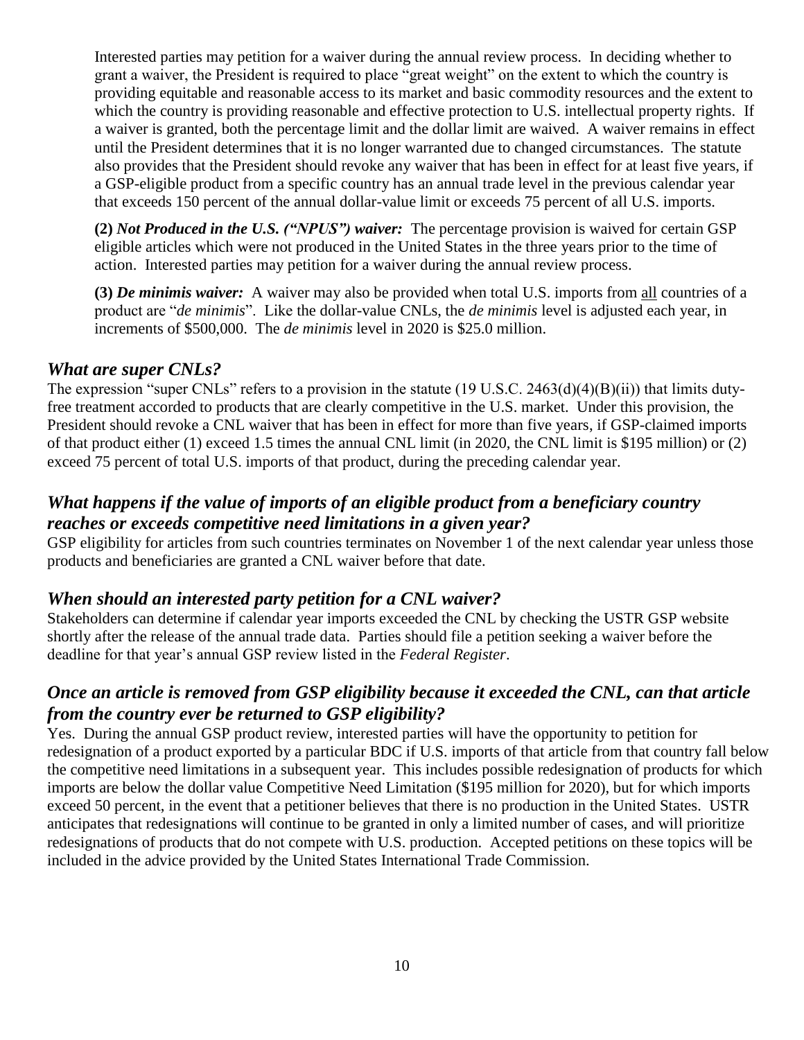Interested parties may petition for a waiver during the annual review process. In deciding whether to grant a waiver, the President is required to place "great weight" on the extent to which the country is providing equitable and reasonable access to its market and basic commodity resources and the extent to which the country is providing reasonable and effective protection to U.S. intellectual property rights. If a waiver is granted, both the percentage limit and the dollar limit are waived. A waiver remains in effect until the President determines that it is no longer warranted due to changed circumstances. The statute also provides that the President should revoke any waiver that has been in effect for at least five years, if a GSP-eligible product from a specific country has an annual trade level in the previous calendar year that exceeds 150 percent of the annual dollar-value limit or exceeds 75 percent of all U.S. imports.

**(2)** ***Not Produced in the U.S. ("NPUS") waiver:*** The percentage provision is waived for certain GSP eligible articles which were not produced in the United States in the three years prior to the time of action. Interested parties may petition for a waiver during the annual review process.

**(3)** ***De minimis waiver:*** A waiver may also be provided when total U.S. imports from all countries of a product are "*de minimis*". Like the dollar-value CNLs, the *de minimis* level is adjusted each year, in increments of $500,000. The *de minimis* level in 2020 is $25.0 million.

### *What are super CNLs?*

The expression "super CNLs" refers to a provision in the statute (19 U.S.C. 2463(d)(4)(B)(ii)) that limits duty-free treatment accorded to products that are clearly competitive in the U.S. market. Under this provision, the President should revoke a CNL waiver that has been in effect for more than five years, if GSP-claimed imports of that product either (1) exceed 1.5 times the annual CNL limit (in 2020, the CNL limit is $195 million) or (2) exceed 75 percent of total U.S. imports of that product, during the preceding calendar year.

### *What happens if the value of imports of an eligible product from a beneficiary country reaches or exceeds competitive need limitations in a given year?*

GSP eligibility for articles from such countries terminates on November 1 of the next calendar year unless those products and beneficiaries are granted a CNL waiver before that date.

### *When should an interested party petition for a CNL waiver?*

Stakeholders can determine if calendar year imports exceeded the CNL by checking the USTR GSP website shortly after the release of the annual trade data. Parties should file a petition seeking a waiver before the deadline for that year's annual GSP review listed in the *Federal Register*.

### *Once an article is removed from GSP eligibility because it exceeded the CNL, can that article from the country ever be returned to GSP eligibility?*

Yes. During the annual GSP product review, interested parties will have the opportunity to petition for redesignation of a product exported by a particular BDC if U.S. imports of that article from that country fall below the competitive need limitations in a subsequent year. This includes possible redesignation of products for which imports are below the dollar value Competitive Need Limitation ($195 million for 2020), but for which imports exceed 50 percent, in the event that a petitioner believes that there is no production in the United States. USTR anticipates that redesignations will continue to be granted in only a limited number of cases, and will prioritize redesignations of products that do not compete with U.S. production. Accepted petitions on these topics will be included in the advice provided by the United States International Trade Commission.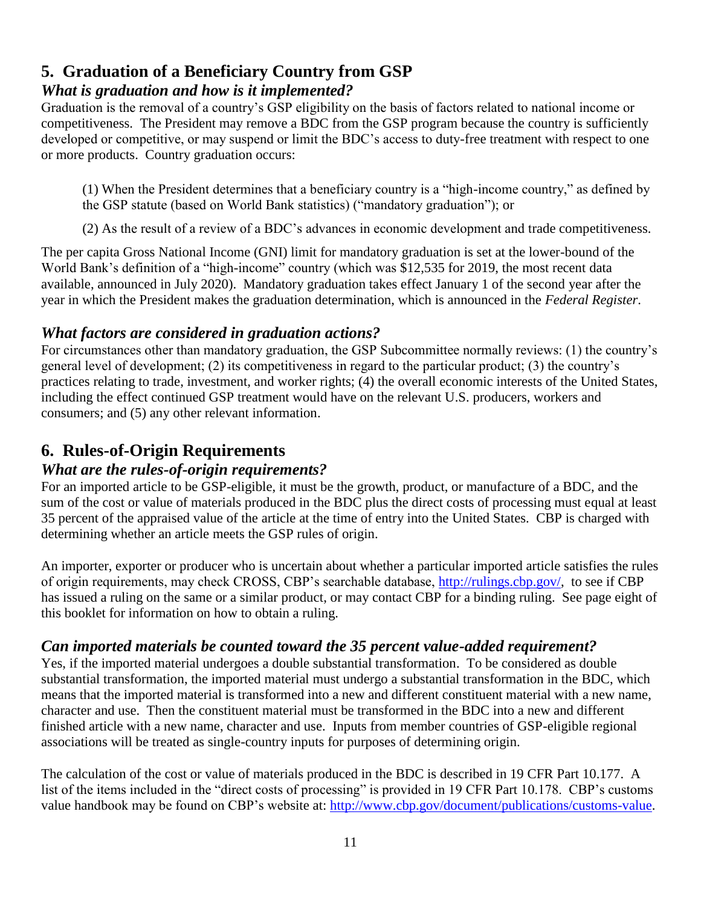## 5. Graduation of a Beneficiary Country from GSP

### *What is graduation and how is it implemented?*

Graduation is the removal of a country's GSP eligibility on the basis of factors related to national income or competitiveness. The President may remove a BDC from the GSP program because the country is sufficiently developed or competitive, or may suspend or limit the BDC's access to duty-free treatment with respect to one or more products. Country graduation occurs:

> (1) When the President determines that a beneficiary country is a "high-income country," as defined by the GSP statute (based on World Bank statistics) ("mandatory graduation"); or
>
> (2) As the result of a review of a BDC's advances in economic development and trade competitiveness.

The per capita Gross National Income (GNI) limit for mandatory graduation is set at the lower-bound of the World Bank's definition of a "high-income" country (which was $12,535 for 2019, the most recent data available, announced in July 2020). Mandatory graduation takes effect January 1 of the second year after the year in which the President makes the graduation determination, which is announced in the *Federal Register*.

### *What factors are considered in graduation actions?*

For circumstances other than mandatory graduation, the GSP Subcommittee normally reviews: (1) the country's general level of development; (2) its competitiveness in regard to the particular product; (3) the country's practices relating to trade, investment, and worker rights; (4) the overall economic interests of the United States, including the effect continued GSP treatment would have on the relevant U.S. producers, workers and consumers; and (5) any other relevant information.

## 6. Rules-of-Origin Requirements

### *What are the rules-of-origin requirements?*

For an imported article to be GSP-eligible, it must be the growth, product, or manufacture of a BDC, and the sum of the cost or value of materials produced in the BDC plus the direct costs of processing must equal at least 35 percent of the appraised value of the article at the time of entry into the United States. CBP is charged with determining whether an article meets the GSP rules of origin.

An importer, exporter or producer who is uncertain about whether a particular imported article satisfies the rules of origin requirements, may check CROSS, CBP's searchable database, [http://rulings.cbp.gov/](http://rulings.cbp.gov/), to see if CBP has issued a ruling on the same or a similar product, or may contact CBP for a binding ruling. See page eight of this booklet for information on how to obtain a ruling.

### *Can imported materials be counted toward the 35 percent value-added requirement?*

Yes, if the imported material undergoes a double substantial transformation. To be considered as double substantial transformation, the imported material must undergo a substantial transformation in the BDC, which means that the imported material is transformed into a new and different constituent material with a new name, character and use. Then the constituent material must be transformed in the BDC into a new and different finished article with a new name, character and use. Inputs from member countries of GSP-eligible regional associations will be treated as single-country inputs for purposes of determining origin.

The calculation of the cost or value of materials produced in the BDC is described in 19 CFR Part 10.177. A list of the items included in the "direct costs of processing" is provided in 19 CFR Part 10.178. CBP's customs value handbook may be found on CBP's website at: [http://www.cbp.gov/document/publications/customs-value](http://www.cbp.gov/document/publications/customs-value).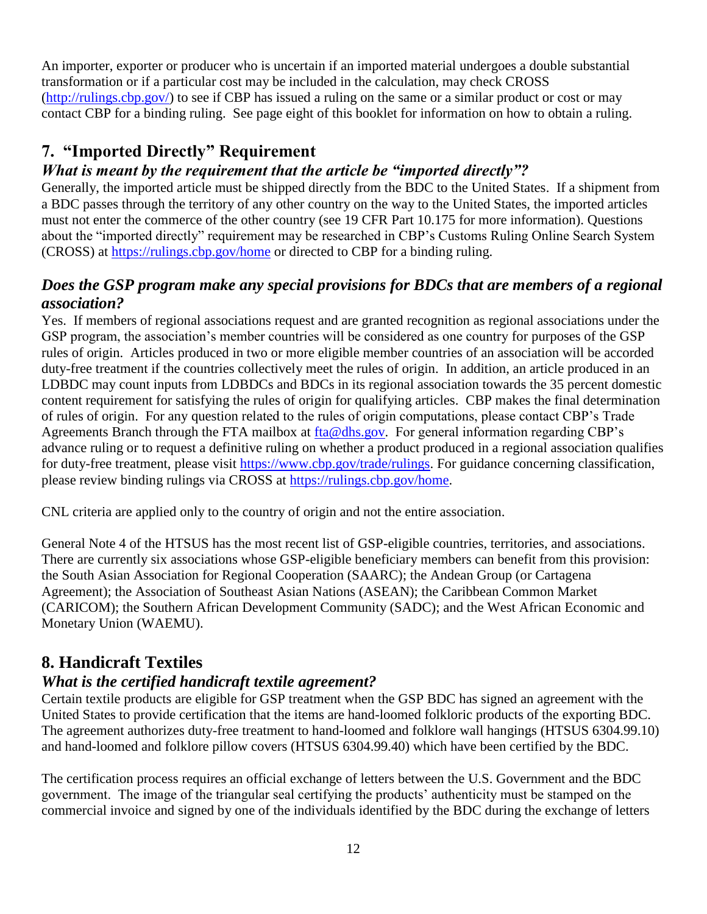An importer, exporter or producer who is uncertain if an imported material undergoes a double substantial transformation or if a particular cost may be included in the calculation, may check CROSS (http://rulings.cbp.gov/) to see if CBP has issued a ruling on the same or a similar product or cost or may contact CBP for a binding ruling. See page eight of this booklet for information on how to obtain a ruling.

## 7. "Imported Directly" Requirement

### *What is meant by the requirement that the article be "imported directly"?*

Generally, the imported article must be shipped directly from the BDC to the United States. If a shipment from a BDC passes through the territory of any other country on the way to the United States, the imported articles must not enter the commerce of the other country (see 19 CFR Part 10.175 for more information). Questions about the "imported directly" requirement may be researched in CBP's Customs Ruling Online Search System (CROSS) at https://rulings.cbp.gov/home or directed to CBP for a binding ruling.

### *Does the GSP program make any special provisions for BDCs that are members of a regional association?*

Yes. If members of regional associations request and are granted recognition as regional associations under the GSP program, the association's member countries will be considered as one country for purposes of the GSP rules of origin. Articles produced in two or more eligible member countries of an association will be accorded duty-free treatment if the countries collectively meet the rules of origin. In addition, an article produced in an LDBDC may count inputs from LDBDCs and BDCs in its regional association towards the 35 percent domestic content requirement for satisfying the rules of origin for qualifying articles. CBP makes the final determination of rules of origin. For any question related to the rules of origin computations, please contact CBP's Trade Agreements Branch through the FTA mailbox at fta@dhs.gov. For general information regarding CBP's advance ruling or to request a definitive ruling on whether a product produced in a regional association qualifies for duty-free treatment, please visit https://www.cbp.gov/trade/rulings. For guidance concerning classification, please review binding rulings via CROSS at https://rulings.cbp.gov/home.

CNL criteria are applied only to the country of origin and not the entire association.

General Note 4 of the HTSUS has the most recent list of GSP-eligible countries, territories, and associations. There are currently six associations whose GSP-eligible beneficiary members can benefit from this provision: the South Asian Association for Regional Cooperation (SAARC); the Andean Group (or Cartagena Agreement); the Association of Southeast Asian Nations (ASEAN); the Caribbean Common Market (CARICOM); the Southern African Development Community (SADC); and the West African Economic and Monetary Union (WAEMU).

## 8. Handicraft Textiles

### *What is the certified handicraft textile agreement?*

Certain textile products are eligible for GSP treatment when the GSP BDC has signed an agreement with the United States to provide certification that the items are hand-loomed folkloric products of the exporting BDC. The agreement authorizes duty-free treatment to hand-loomed and folklore wall hangings (HTSUS 6304.99.10) and hand-loomed and folklore pillow covers (HTSUS 6304.99.40) which have been certified by the BDC.

The certification process requires an official exchange of letters between the U.S. Government and the BDC government. The image of the triangular seal certifying the products' authenticity must be stamped on the commercial invoice and signed by one of the individuals identified by the BDC during the exchange of letters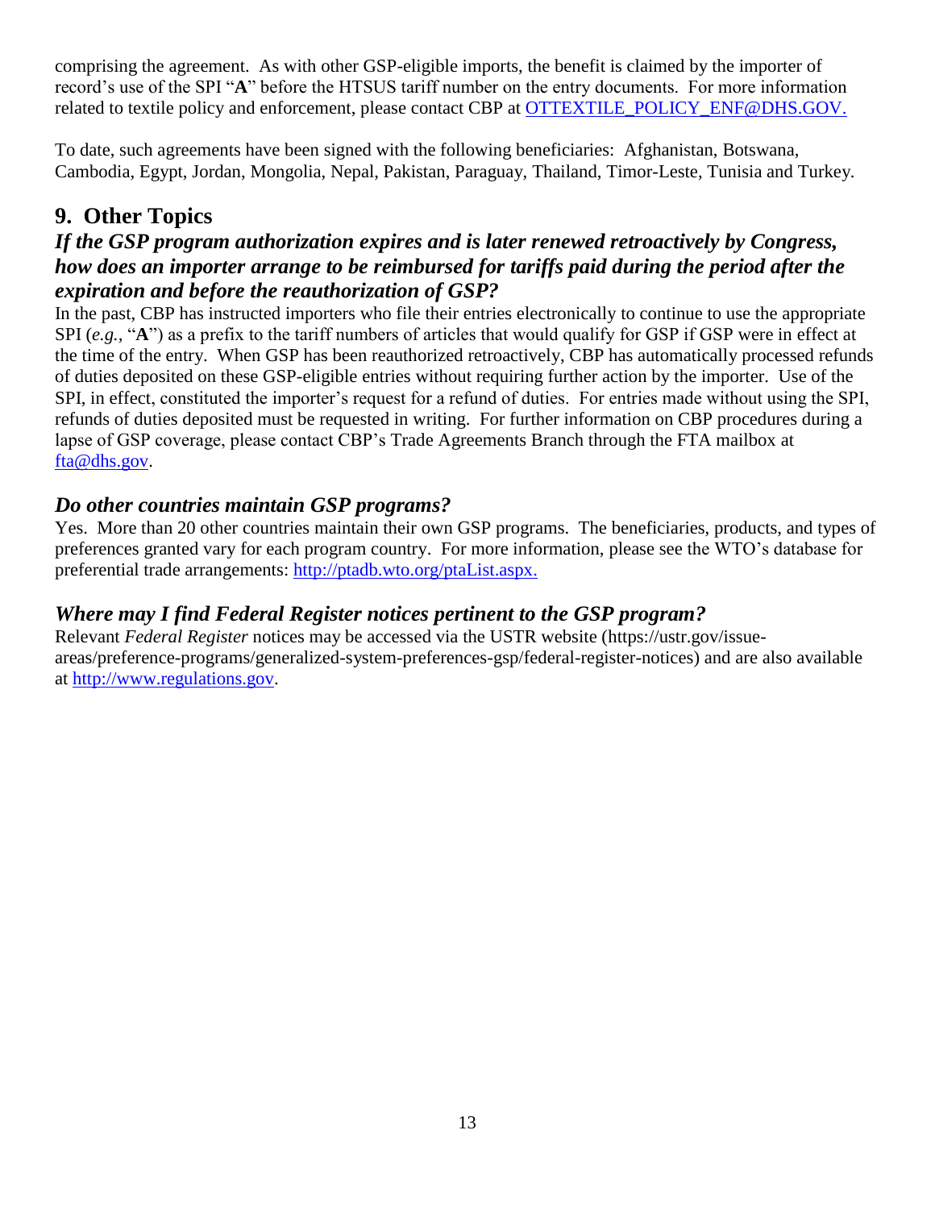comprising the agreement. As with other GSP-eligible imports, the benefit is claimed by the importer of record's use of the SPI "**A**" before the HTSUS tariff number on the entry documents. For more information related to textile policy and enforcement, please contact CBP at [OTTEXTILE_POLICY_ENF@DHS.GOV.](mailto:OTTEXTILE_POLICY_ENF@DHS.GOV)

To date, such agreements have been signed with the following beneficiaries: Afghanistan, Botswana, Cambodia, Egypt, Jordan, Mongolia, Nepal, Pakistan, Paraguay, Thailand, Timor-Leste, Tunisia and Turkey.

## 9. Other Topics

### *If the GSP program authorization expires and is later renewed retroactively by Congress, how does an importer arrange to be reimbursed for tariffs paid during the period after the expiration and before the reauthorization of GSP?*

In the past, CBP has instructed importers who file their entries electronically to continue to use the appropriate SPI (*e.g.*, "**A**") as a prefix to the tariff numbers of articles that would qualify for GSP if GSP were in effect at the time of the entry. When GSP has been reauthorized retroactively, CBP has automatically processed refunds of duties deposited on these GSP-eligible entries without requiring further action by the importer. Use of the SPI, in effect, constituted the importer's request for a refund of duties. For entries made without using the SPI, refunds of duties deposited must be requested in writing. For further information on CBP procedures during a lapse of GSP coverage, please contact CBP's Trade Agreements Branch through the FTA mailbox at [fta@dhs.gov](mailto:fta@dhs.gov).

### *Do other countries maintain GSP programs?*

Yes. More than 20 other countries maintain their own GSP programs. The beneficiaries, products, and types of preferences granted vary for each program country. For more information, please see the WTO's database for preferential trade arrangements: [http://ptadb.wto.org/ptaList.aspx.](http://ptadb.wto.org/ptaList.aspx)

### *Where may I find Federal Register notices pertinent to the GSP program?*

Relevant *Federal Register* notices may be accessed via the USTR website (https://ustr.gov/issue-areas/preference-programs/generalized-system-preferences-gsp/federal-register-notices) and are also available at [http://www.regulations.gov](http://www.regulations.gov).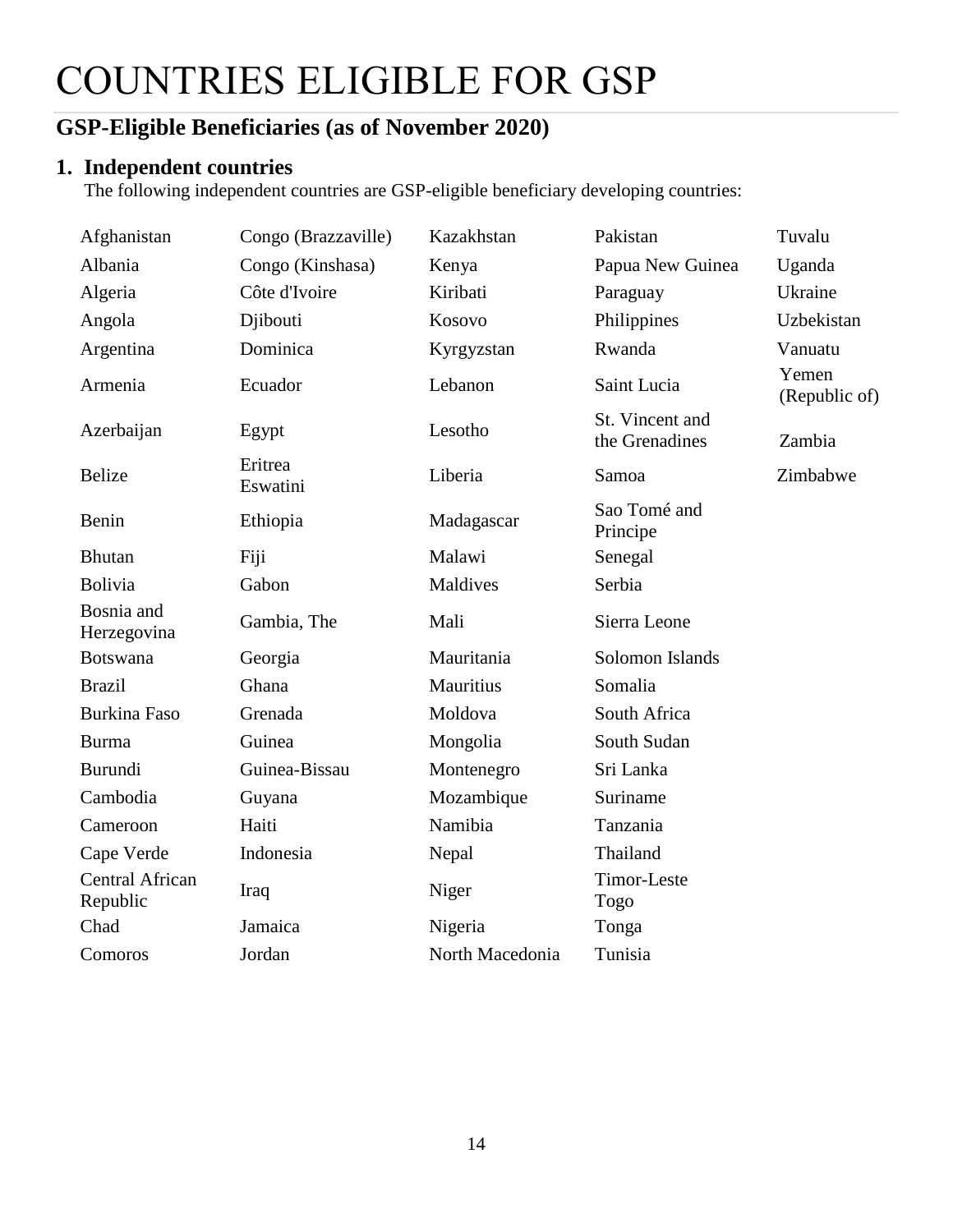# COUNTRIES ELIGIBLE FOR GSP

## GSP-Eligible Beneficiaries (as of November 2020)

### 1. Independent countries

The following independent countries are GSP-eligible beneficiary developing countries:

| | | | | |
|---|---|---|---|---|
| Afghanistan | Congo (Brazzaville) | Kazakhstan | Pakistan | Tuvalu |
| Albania | Congo (Kinshasa) | Kenya | Papua New Guinea | Uganda |
| Algeria | Côte d'Ivoire | Kiribati | Paraguay | Ukraine |
| Angola | Djibouti | Kosovo | Philippines | Uzbekistan |
| Argentina | Dominica | Kyrgyzstan | Rwanda | Vanuatu |
| Armenia | Ecuador | Lebanon | Saint Lucia | Yemen (Republic of) |
| Azerbaijan | Egypt | Lesotho | St. Vincent and the Grenadines | Zambia |
| Belize | Eritrea<br>Eswatini | Liberia | Samoa | Zimbabwe |
| Benin | Ethiopia | Madagascar | Sao Tomé and Principe | |
| Bhutan | Fiji | Malawi | Senegal | |
| Bolivia | Gabon | Maldives | Serbia | |
| Bosnia and Herzegovina | Gambia, The | Mali | Sierra Leone | |
| Botswana | Georgia | Mauritania | Solomon Islands | |
| Brazil | Ghana | Mauritius | Somalia | |
| Burkina Faso | Grenada | Moldova | South Africa | |
| Burma | Guinea | Mongolia | South Sudan | |
| Burundi | Guinea-Bissau | Montenegro | Sri Lanka | |
| Cambodia | Guyana | Mozambique | Suriname | |
| Cameroon | Haiti | Namibia | Tanzania | |
| Cape Verde | Indonesia | Nepal | Thailand | |
| Central African Republic | Iraq | Niger | Timor-Leste<br>Togo | |
| Chad | Jamaica | Nigeria | Tonga | |
| Comoros | Jordan | North Macedonia | Tunisia | |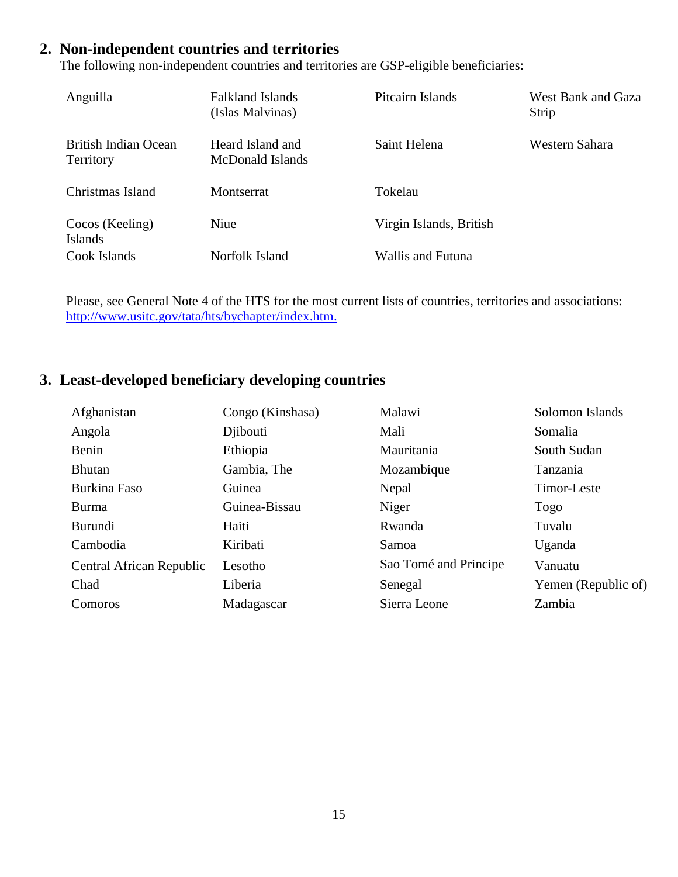## 2. Non-independent countries and territories

The following non-independent countries and territories are GSP-eligible beneficiaries:

| | | | |
|---|---|---|---|
| Anguilla | Falkland Islands (Islas Malvinas) | Pitcairn Islands | West Bank and Gaza Strip |
| British Indian Ocean Territory | Heard Island and McDonald Islands | Saint Helena | Western Sahara |
| Christmas Island | Montserrat | Tokelau | |
| Cocos (Keeling) Islands | Niue | Virgin Islands, British | |
| Cook Islands | Norfolk Island | Wallis and Futuna | |

Please, see General Note 4 of the HTS for the most current lists of countries, territories and associations: http://www.usitc.gov/tata/hts/bychapter/index.htm.

## 3. Least-developed beneficiary developing countries

| | | | |
|---|---|---|---|
| Afghanistan | Congo (Kinshasa) | Malawi | Solomon Islands |
| Angola | Djibouti | Mali | Somalia |
| Benin | Ethiopia | Mauritania | South Sudan |
| Bhutan | Gambia, The | Mozambique | Tanzania |
| Burkina Faso | Guinea | Nepal | Timor-Leste |
| Burma | Guinea-Bissau | Niger | Togo |
| Burundi | Haiti | Rwanda | Tuvalu |
| Cambodia | Kiribati | Samoa | Uganda |
| Central African Republic | Lesotho | Sao Tomé and Principe | Vanuatu |
| Chad | Liberia | Senegal | Yemen (Republic of) |
| Comoros | Madagascar | Sierra Leone | Zambia |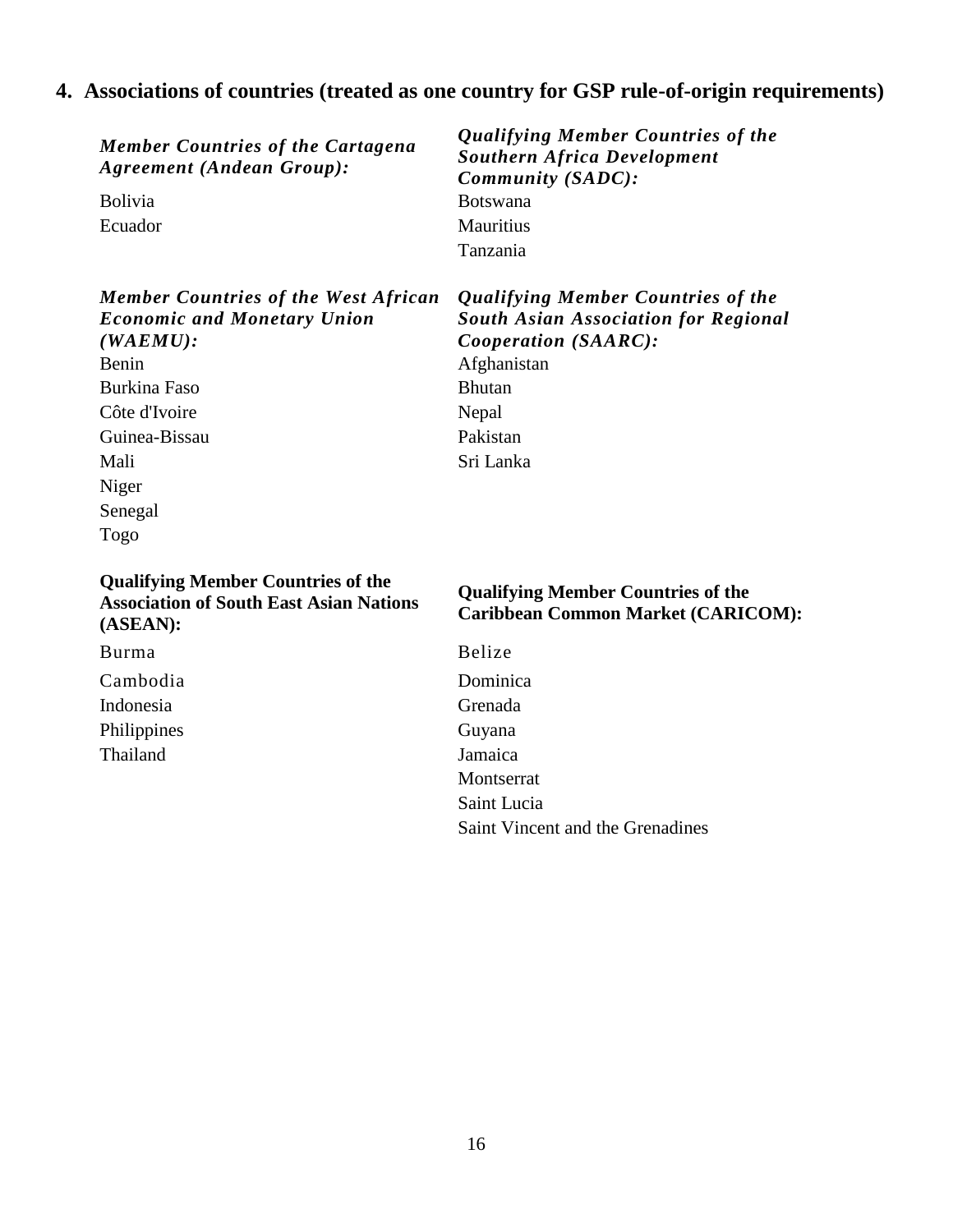## 4. Associations of countries (treated as one country for GSP rule-of-origin requirements)

***Member Countries of the Cartagena Agreement (Andean Group):***

Bolivia
Ecuador

***Qualifying Member Countries of the Southern Africa Development Community (SADC):***

Botswana
Mauritius
Tanzania

***Member Countries of the West African Economic and Monetary Union (WAEMU):***

Benin
Burkina Faso
Côte d'Ivoire
Guinea-Bissau
Mali
Niger
Senegal
Togo

***Qualifying Member Countries of the South Asian Association for Regional Cooperation (SAARC):***

Afghanistan
Bhutan
Nepal
Pakistan
Sri Lanka

**Qualifying Member Countries of the Association of South East Asian Nations (ASEAN):**

Burma
Cambodia
Indonesia
Philippines
Thailand

**Qualifying Member Countries of the Caribbean Common Market (CARICOM):**

Belize
Dominica
Grenada
Guyana
Jamaica
Montserrat
Saint Lucia
Saint Vincent and the Grenadines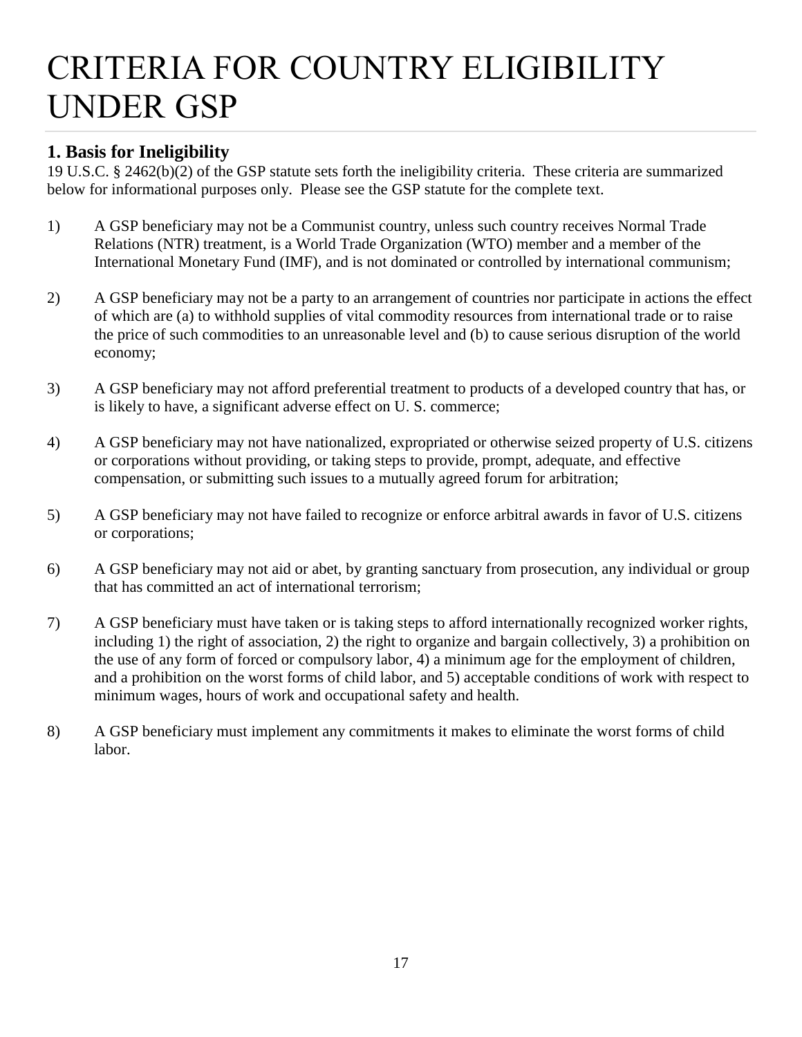# CRITERIA FOR COUNTRY ELIGIBILITY UNDER GSP

## 1. Basis for Ineligibility

19 U.S.C. § 2462(b)(2) of the GSP statute sets forth the ineligibility criteria. These criteria are summarized below for informational purposes only. Please see the GSP statute for the complete text.

1) A GSP beneficiary may not be a Communist country, unless such country receives Normal Trade Relations (NTR) treatment, is a World Trade Organization (WTO) member and a member of the International Monetary Fund (IMF), and is not dominated or controlled by international communism;

2) A GSP beneficiary may not be a party to an arrangement of countries nor participate in actions the effect of which are (a) to withhold supplies of vital commodity resources from international trade or to raise the price of such commodities to an unreasonable level and (b) to cause serious disruption of the world economy;

3) A GSP beneficiary may not afford preferential treatment to products of a developed country that has, or is likely to have, a significant adverse effect on U. S. commerce;

4) A GSP beneficiary may not have nationalized, expropriated or otherwise seized property of U.S. citizens or corporations without providing, or taking steps to provide, prompt, adequate, and effective compensation, or submitting such issues to a mutually agreed forum for arbitration;

5) A GSP beneficiary may not have failed to recognize or enforce arbitral awards in favor of U.S. citizens or corporations;

6) A GSP beneficiary may not aid or abet, by granting sanctuary from prosecution, any individual or group that has committed an act of international terrorism;

7) A GSP beneficiary must have taken or is taking steps to afford internationally recognized worker rights, including 1) the right of association, 2) the right to organize and bargain collectively, 3) a prohibition on the use of any form of forced or compulsory labor, 4) a minimum age for the employment of children, and a prohibition on the worst forms of child labor, and 5) acceptable conditions of work with respect to minimum wages, hours of work and occupational safety and health.

8) A GSP beneficiary must implement any commitments it makes to eliminate the worst forms of child labor.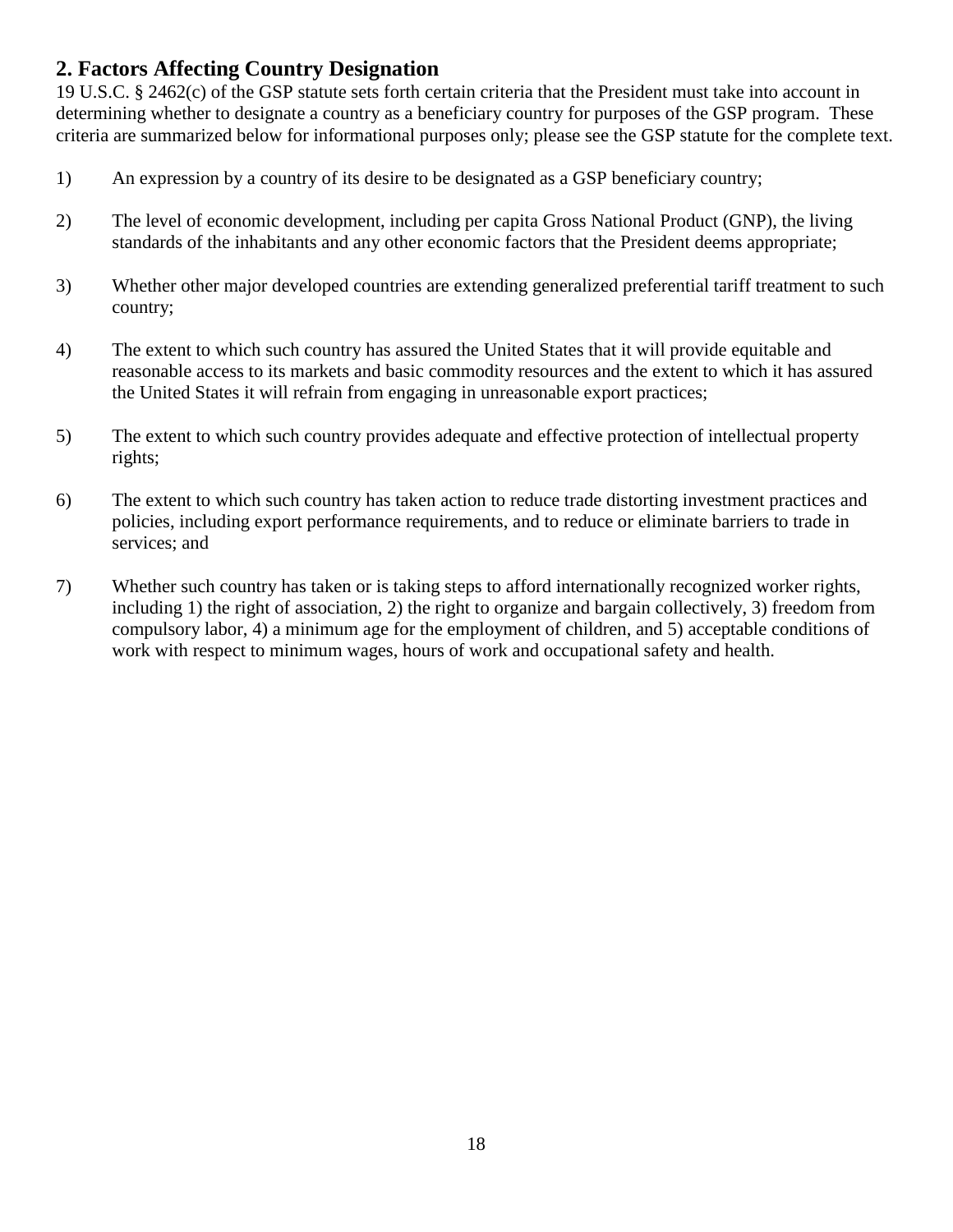## 2. Factors Affecting Country Designation

19 U.S.C. § 2462(c) of the GSP statute sets forth certain criteria that the President must take into account in determining whether to designate a country as a beneficiary country for purposes of the GSP program. These criteria are summarized below for informational purposes only; please see the GSP statute for the complete text.

1) An expression by a country of its desire to be designated as a GSP beneficiary country;

2) The level of economic development, including per capita Gross National Product (GNP), the living standards of the inhabitants and any other economic factors that the President deems appropriate;

3) Whether other major developed countries are extending generalized preferential tariff treatment to such country;

4) The extent to which such country has assured the United States that it will provide equitable and reasonable access to its markets and basic commodity resources and the extent to which it has assured the United States it will refrain from engaging in unreasonable export practices;

5) The extent to which such country provides adequate and effective protection of intellectual property rights;

6) The extent to which such country has taken action to reduce trade distorting investment practices and policies, including export performance requirements, and to reduce or eliminate barriers to trade in services; and

7) Whether such country has taken or is taking steps to afford internationally recognized worker rights, including 1) the right of association, 2) the right to organize and bargain collectively, 3) freedom from compulsory labor, 4) a minimum age for the employment of children, and 5) acceptable conditions of work with respect to minimum wages, hours of work and occupational safety and health.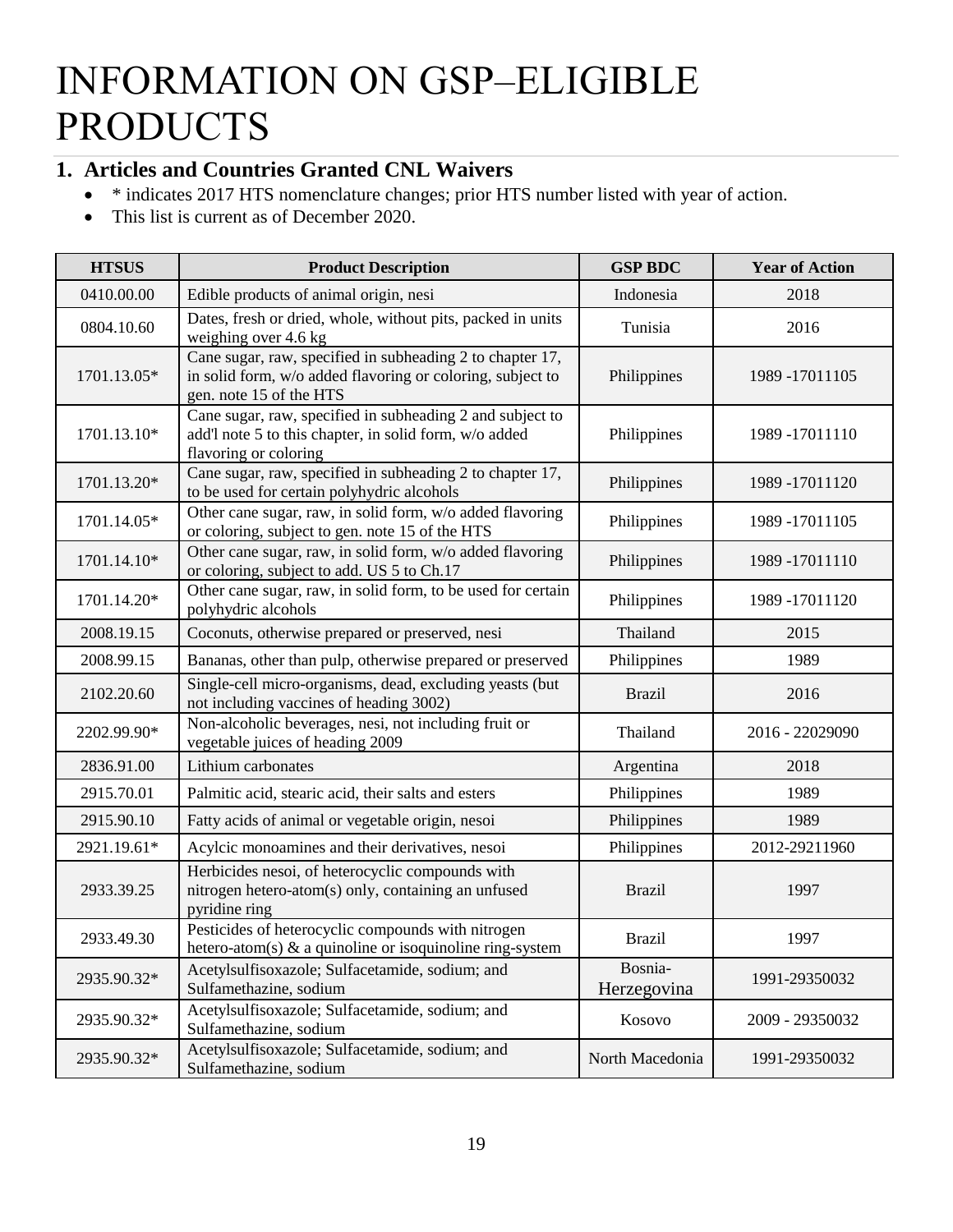# INFORMATION ON GSP–ELIGIBLE PRODUCTS

## 1. Articles and Countries Granted CNL Waivers

- * indicates 2017 HTS nomenclature changes; prior HTS number listed with year of action.
- This list is current as of December 2020.

| HTSUS | Product Description | GSP BDC | Year of Action |
|---|---|---|---|
| 0410.00.00 | Edible products of animal origin, nesi | Indonesia | 2018 |
| 0804.10.60 | Dates, fresh or dried, whole, without pits, packed in units weighing over 4.6 kg | Tunisia | 2016 |
| 1701.13.05* | Cane sugar, raw, specified in subheading 2 to chapter 17, in solid form, w/o added flavoring or coloring, subject to gen. note 15 of the HTS | Philippines | 1989 -17011105 |
| 1701.13.10* | Cane sugar, raw, specified in subheading 2 and subject to add'l note 5 to this chapter, in solid form, w/o added flavoring or coloring | Philippines | 1989 -17011110 |
| 1701.13.20* | Cane sugar, raw, specified in subheading 2 to chapter 17, to be used for certain polyhydric alcohols | Philippines | 1989 -17011120 |
| 1701.14.05* | Other cane sugar, raw, in solid form, w/o added flavoring or coloring, subject to gen. note 15 of the HTS | Philippines | 1989 -17011105 |
| 1701.14.10* | Other cane sugar, raw, in solid form, w/o added flavoring or coloring, subject to add. US 5 to Ch.17 | Philippines | 1989 -17011110 |
| 1701.14.20* | Other cane sugar, raw, in solid form, to be used for certain polyhydric alcohols | Philippines | 1989 -17011120 |
| 2008.19.15 | Coconuts, otherwise prepared or preserved, nesi | Thailand | 2015 |
| 2008.99.15 | Bananas, other than pulp, otherwise prepared or preserved | Philippines | 1989 |
| 2102.20.60 | Single-cell micro-organisms, dead, excluding yeasts (but not including vaccines of heading 3002) | Brazil | 2016 |
| 2202.99.90* | Non-alcoholic beverages, nesi, not including fruit or vegetable juices of heading 2009 | Thailand | 2016 - 22029090 |
| 2836.91.00 | Lithium carbonates | Argentina | 2018 |
| 2915.70.01 | Palmitic acid, stearic acid, their salts and esters | Philippines | 1989 |
| 2915.90.10 | Fatty acids of animal or vegetable origin, nesoi | Philippines | 1989 |
| 2921.19.61* | Acylcic monoamines and their derivatives, nesoi | Philippines | 2012-29211960 |
| 2933.39.25 | Herbicides nesoi, of heterocyclic compounds with nitrogen hetero-atom(s) only, containing an unfused pyridine ring | Brazil | 1997 |
| 2933.49.30 | Pesticides of heterocyclic compounds with nitrogen hetero-atom(s) & a quinoline or isoquinoline ring-system | Brazil | 1997 |
| 2935.90.32* | Acetylsulfisoxazole; Sulfacetamide, sodium; and Sulfamethazine, sodium | Bosnia-Herzegovina | 1991-29350032 |
| 2935.90.32* | Acetylsulfisoxazole; Sulfacetamide, sodium; and Sulfamethazine, sodium | Kosovo | 2009 - 29350032 |
| 2935.90.32* | Acetylsulfisoxazole; Sulfacetamide, sodium; and Sulfamethazine, sodium | North Macedonia | 1991-29350032 |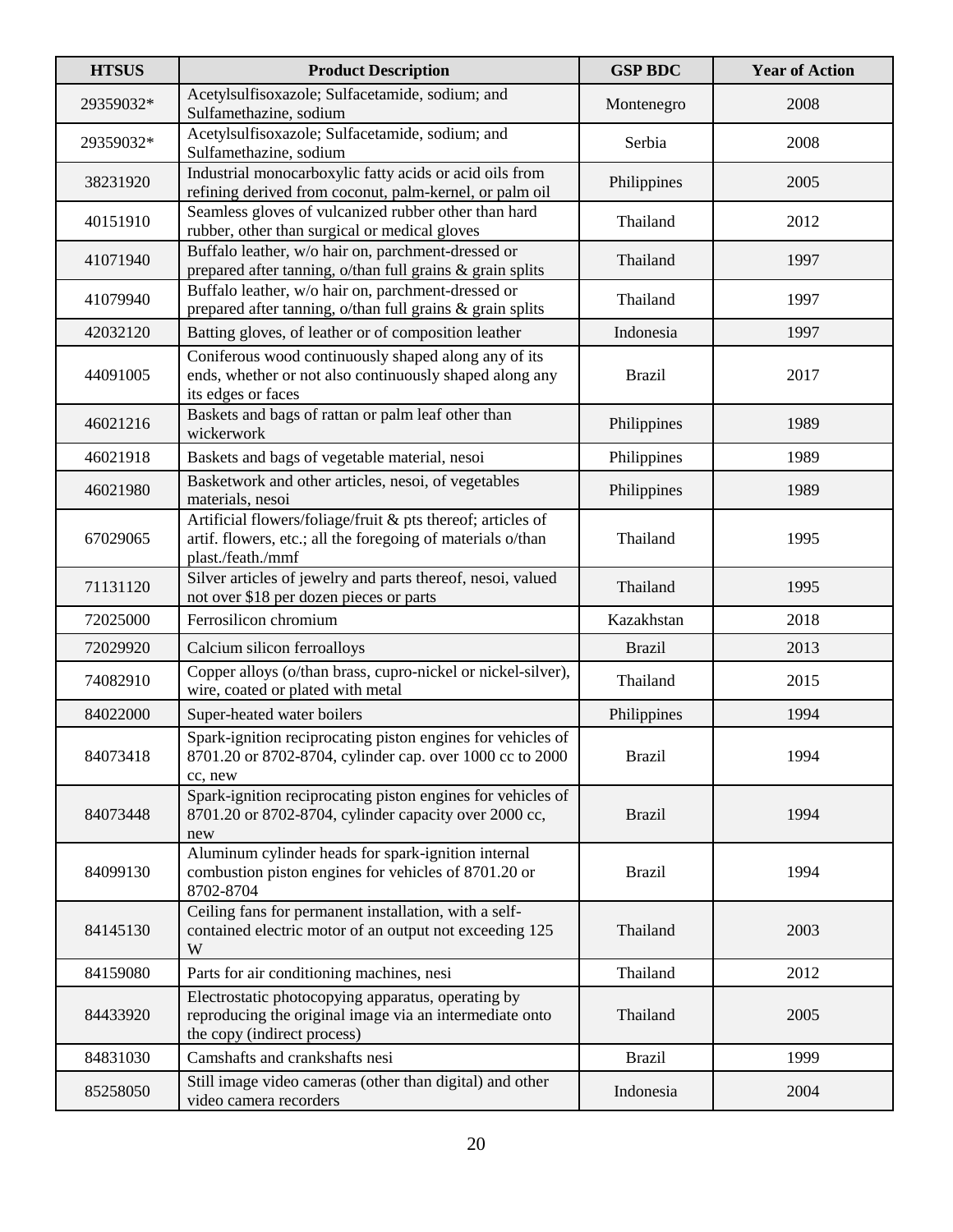| HTSUS | Product Description | GSP BDC | Year of Action |
|---|---|---|---|
| 29359032* | Acetylsulfisoxazole; Sulfacetamide, sodium; and Sulfamethazine, sodium | Montenegro | 2008 |
| 29359032* | Acetylsulfisoxazole; Sulfacetamide, sodium; and Sulfamethazine, sodium | Serbia | 2008 |
| 38231920 | Industrial monocarboxylic fatty acids or acid oils from refining derived from coconut, palm-kernel, or palm oil | Philippines | 2005 |
| 40151910 | Seamless gloves of vulcanized rubber other than hard rubber, other than surgical or medical gloves | Thailand | 2012 |
| 41071940 | Buffalo leather, w/o hair on, parchment-dressed or prepared after tanning, o/than full grains & grain splits | Thailand | 1997 |
| 41079940 | Buffalo leather, w/o hair on, parchment-dressed or prepared after tanning, o/than full grains & grain splits | Thailand | 1997 |
| 42032120 | Batting gloves, of leather or of composition leather | Indonesia | 1997 |
| 44091005 | Coniferous wood continuously shaped along any of its ends, whether or not also continuously shaped along any its edges or faces | Brazil | 2017 |
| 46021216 | Baskets and bags of rattan or palm leaf other than wickerwork | Philippines | 1989 |
| 46021918 | Baskets and bags of vegetable material, nesoi | Philippines | 1989 |
| 46021980 | Basketwork and other articles, nesoi, of vegetables materials, nesoi | Philippines | 1989 |
| 67029065 | Artificial flowers/foliage/fruit & pts thereof; articles of artif. flowers, etc.; all the foregoing of materials o/than plast./feath./mmf | Thailand | 1995 |
| 71131120 | Silver articles of jewelry and parts thereof, nesoi, valued not over $18 per dozen pieces or parts | Thailand | 1995 |
| 72025000 | Ferrosilicon chromium | Kazakhstan | 2018 |
| 72029920 | Calcium silicon ferroalloys | Brazil | 2013 |
| 74082910 | Copper alloys (o/than brass, cupro-nickel or nickel-silver), wire, coated or plated with metal | Thailand | 2015 |
| 84022000 | Super-heated water boilers | Philippines | 1994 |
| 84073418 | Spark-ignition reciprocating piston engines for vehicles of 8701.20 or 8702-8704, cylinder cap. over 1000 cc to 2000 cc, new | Brazil | 1994 |
| 84073448 | Spark-ignition reciprocating piston engines for vehicles of 8701.20 or 8702-8704, cylinder capacity over 2000 cc, new | Brazil | 1994 |
| 84099130 | Aluminum cylinder heads for spark-ignition internal combustion piston engines for vehicles of 8701.20 or 8702-8704 | Brazil | 1994 |
| 84145130 | Ceiling fans for permanent installation, with a self-contained electric motor of an output not exceeding 125 W | Thailand | 2003 |
| 84159080 | Parts for air conditioning machines, nesi | Thailand | 2012 |
| 84433920 | Electrostatic photocopying apparatus, operating by reproducing the original image via an intermediate onto the copy (indirect process) | Thailand | 2005 |
| 84831030 | Camshafts and crankshafts nesi | Brazil | 1999 |
| 85258050 | Still image video cameras (other than digital) and other video camera recorders | Indonesia | 2004 |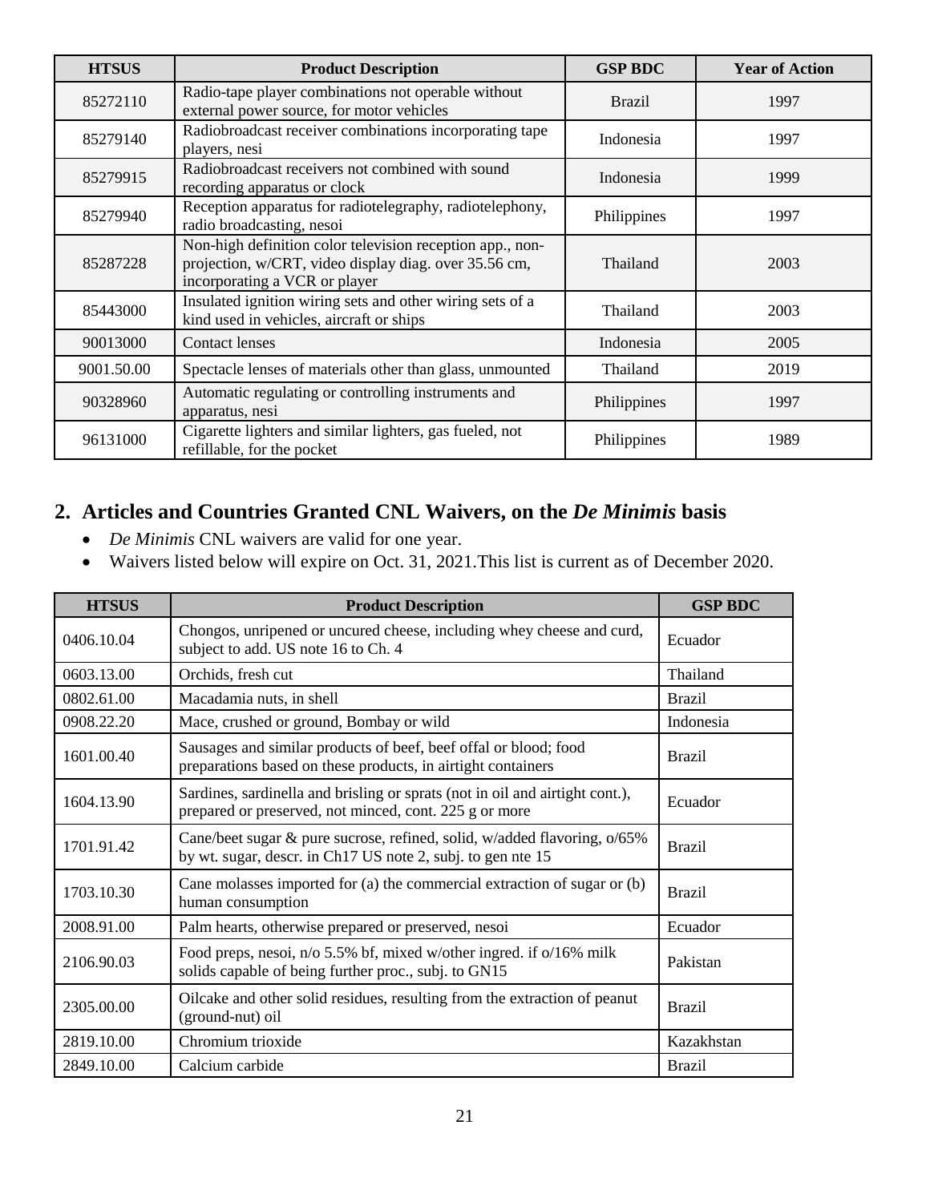| HTSUS | Product Description | GSP BDC | Year of Action |
|---|---|---|---|
| 85272110 | Radio-tape player combinations not operable without external power source, for motor vehicles | Brazil | 1997 |
| 85279140 | Radiobroadcast receiver combinations incorporating tape players, nesi | Indonesia | 1997 |
| 85279915 | Radiobroadcast receivers not combined with sound recording apparatus or clock | Indonesia | 1999 |
| 85279940 | Reception apparatus for radiotelegraphy, radiotelephony, radio broadcasting, nesoi | Philippines | 1997 |
| 85287228 | Non-high definition color television reception app., non-projection, w/CRT, video display diag. over 35.56 cm, incorporating a VCR or player | Thailand | 2003 |
| 85443000 | Insulated ignition wiring sets and other wiring sets of a kind used in vehicles, aircraft or ships | Thailand | 2003 |
| 90013000 | Contact lenses | Indonesia | 2005 |
| 9001.50.00 | Spectacle lenses of materials other than glass, unmounted | Thailand | 2019 |
| 90328960 | Automatic regulating or controlling instruments and apparatus, nesi | Philippines | 1997 |
| 96131000 | Cigarette lighters and similar lighters, gas fueled, not refillable, for the pocket | Philippines | 1989 |

## 2. Articles and Countries Granted CNL Waivers, on the *De Minimis* basis

- *De Minimis* CNL waivers are valid for one year.
- Waivers listed below will expire on Oct. 31, 2021.This list is current as of December 2020.

| HTSUS | Product Description | GSP BDC |
|---|---|---|
| 0406.10.04 | Chongos, unripened or uncured cheese, including whey cheese and curd, subject to add. US note 16 to Ch. 4 | Ecuador |
| 0603.13.00 | Orchids, fresh cut | Thailand |
| 0802.61.00 | Macadamia nuts, in shell | Brazil |
| 0908.22.20 | Mace, crushed or ground, Bombay or wild | Indonesia |
| 1601.00.40 | Sausages and similar products of beef, beef offal or blood; food preparations based on these products, in airtight containers | Brazil |
| 1604.13.90 | Sardines, sardinella and brisling or sprats (not in oil and airtight cont.), prepared or preserved, not minced, cont. 225 g or more | Ecuador |
| 1701.91.42 | Cane/beet sugar & pure sucrose, refined, solid, w/added flavoring, o/65% by wt. sugar, descr. in Ch17 US note 2, subj. to gen nte 15 | Brazil |
| 1703.10.30 | Cane molasses imported for (a) the commercial extraction of sugar or (b) human consumption | Brazil |
| 2008.91.00 | Palm hearts, otherwise prepared or preserved, nesoi | Ecuador |
| 2106.90.03 | Food preps, nesoi, n/o 5.5% bf, mixed w/other ingred. if o/16% milk solids capable of being further proc., subj. to GN15 | Pakistan |
| 2305.00.00 | Oilcake and other solid residues, resulting from the extraction of peanut (ground-nut) oil | Brazil |
| 2819.10.00 | Chromium trioxide | Kazakhstan |
| 2849.10.00 | Calcium carbide | Brazil |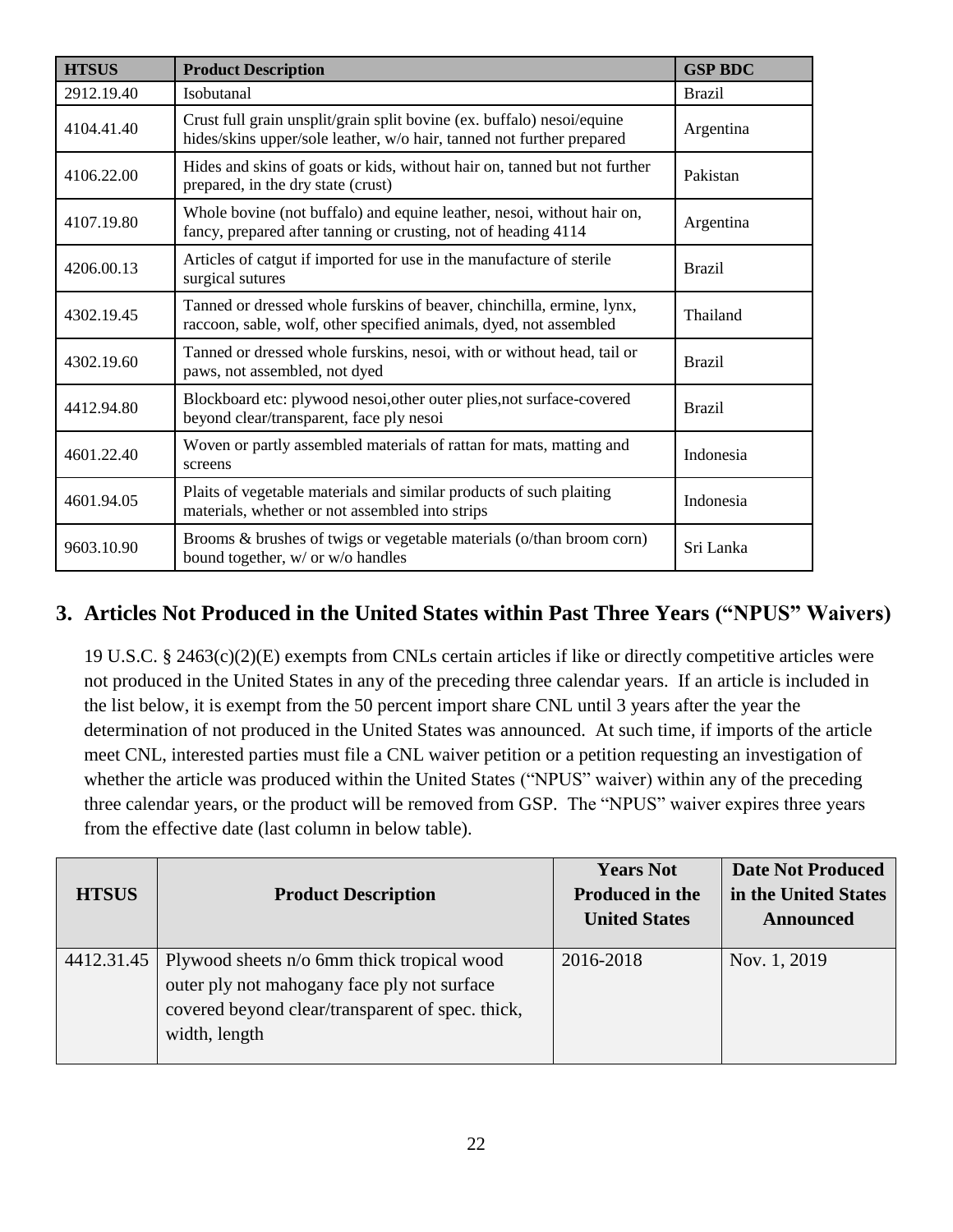| HTSUS | Product Description | GSP BDC |
|---|---|---|
| 2912.19.40 | Isobutanal | Brazil |
| 4104.41.40 | Crust full grain unsplit/grain split bovine (ex. buffalo) nesoi/equine hides/skins upper/sole leather, w/o hair, tanned not further prepared | Argentina |
| 4106.22.00 | Hides and skins of goats or kids, without hair on, tanned but not further prepared, in the dry state (crust) | Pakistan |
| 4107.19.80 | Whole bovine (not buffalo) and equine leather, nesoi, without hair on, fancy, prepared after tanning or crusting, not of heading 4114 | Argentina |
| 4206.00.13 | Articles of catgut if imported for use in the manufacture of sterile surgical sutures | Brazil |
| 4302.19.45 | Tanned or dressed whole furskins of beaver, chinchilla, ermine, lynx, raccoon, sable, wolf, other specified animals, dyed, not assembled | Thailand |
| 4302.19.60 | Tanned or dressed whole furskins, nesoi, with or without head, tail or paws, not assembled, not dyed | Brazil |
| 4412.94.80 | Blockboard etc: plywood nesoi,other outer plies,not surface-covered beyond clear/transparent, face ply nesoi | Brazil |
| 4601.22.40 | Woven or partly assembled materials of rattan for mats, matting and screens | Indonesia |
| 4601.94.05 | Plaits of vegetable materials and similar products of such plaiting materials, whether or not assembled into strips | Indonesia |
| 9603.10.90 | Brooms & brushes of twigs or vegetable materials (o/than broom corn) bound together, w/ or w/o handles | Sri Lanka |

## 3. Articles Not Produced in the United States within Past Three Years ("NPUS" Waivers)

19 U.S.C. § 2463(c)(2)(E) exempts from CNLs certain articles if like or directly competitive articles were not produced in the United States in any of the preceding three calendar years. If an article is included in the list below, it is exempt from the 50 percent import share CNL until 3 years after the year the determination of not produced in the United States was announced. At such time, if imports of the article meet CNL, interested parties must file a CNL waiver petition or a petition requesting an investigation of whether the article was produced within the United States ("NPUS" waiver) within any of the preceding three calendar years, or the product will be removed from GSP. The "NPUS" waiver expires three years from the effective date (last column in below table).

| HTSUS | Product Description | Years Not Produced in the United States | Date Not Produced in the United States Announced |
|---|---|---|---|
| 4412.31.45 | Plywood sheets n/o 6mm thick tropical wood outer ply not mahogany face ply not surface covered beyond clear/transparent of spec. thick, width, length | 2016-2018 | Nov. 1, 2019 |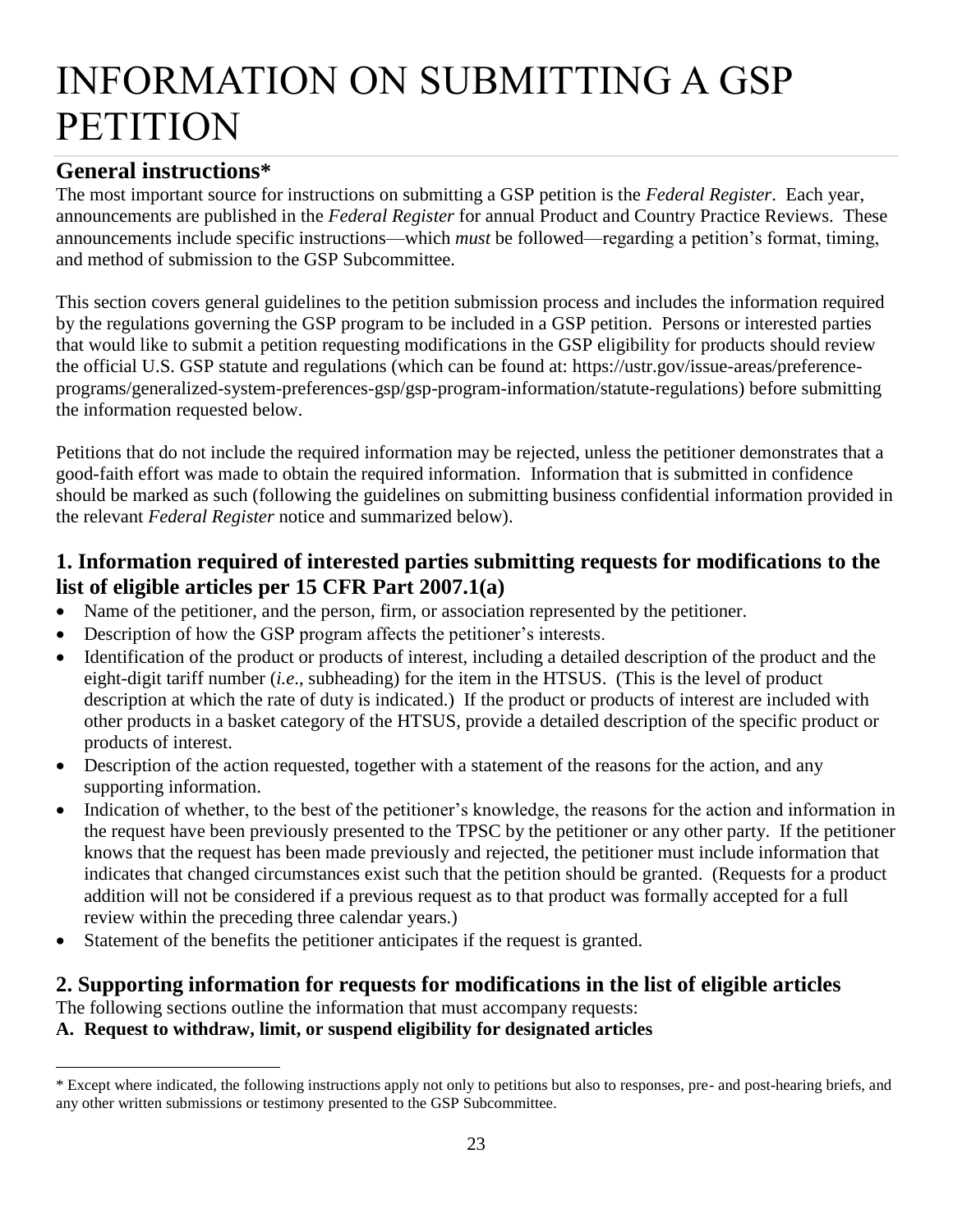# INFORMATION ON SUBMITTING A GSP PETITION

## General instructions*

The most important source for instructions on submitting a GSP petition is the *Federal Register*. Each year, announcements are published in the *Federal Register* for annual Product and Country Practice Reviews. These announcements include specific instructions—which *must* be followed—regarding a petition's format, timing, and method of submission to the GSP Subcommittee.

This section covers general guidelines to the petition submission process and includes the information required by the regulations governing the GSP program to be included in a GSP petition. Persons or interested parties that would like to submit a petition requesting modifications in the GSP eligibility for products should review the official U.S. GSP statute and regulations (which can be found at: https://ustr.gov/issue-areas/preference-programs/generalized-system-preferences-gsp/gsp-program-information/statute-regulations) before submitting the information requested below.

Petitions that do not include the required information may be rejected, unless the petitioner demonstrates that a good-faith effort was made to obtain the required information. Information that is submitted in confidence should be marked as such (following the guidelines on submitting business confidential information provided in the relevant *Federal Register* notice and summarized below).

### 1. Information required of interested parties submitting requests for modifications to the list of eligible articles per 15 CFR Part 2007.1(a)

- Name of the petitioner, and the person, firm, or association represented by the petitioner.
- Description of how the GSP program affects the petitioner's interests.
- Identification of the product or products of interest, including a detailed description of the product and the eight-digit tariff number (*i.e*., subheading) for the item in the HTSUS. (This is the level of product description at which the rate of duty is indicated.) If the product or products of interest are included with other products in a basket category of the HTSUS, provide a detailed description of the specific product or products of interest.
- Description of the action requested, together with a statement of the reasons for the action, and any supporting information.
- Indication of whether, to the best of the petitioner's knowledge, the reasons for the action and information in the request have been previously presented to the TPSC by the petitioner or any other party. If the petitioner knows that the request has been made previously and rejected, the petitioner must include information that indicates that changed circumstances exist such that the petition should be granted. (Requests for a product addition will not be considered if a previous request as to that product was formally accepted for a full review within the preceding three calendar years.)
- Statement of the benefits the petitioner anticipates if the request is granted.

### 2. Supporting information for requests for modifications in the list of eligible articles

The following sections outline the information that must accompany requests:

**A. Request to withdraw, limit, or suspend eligibility for designated articles**

---

* Except where indicated, the following instructions apply not only to petitions but also to responses, pre- and post-hearing briefs, and any other written submissions or testimony presented to the GSP Subcommittee.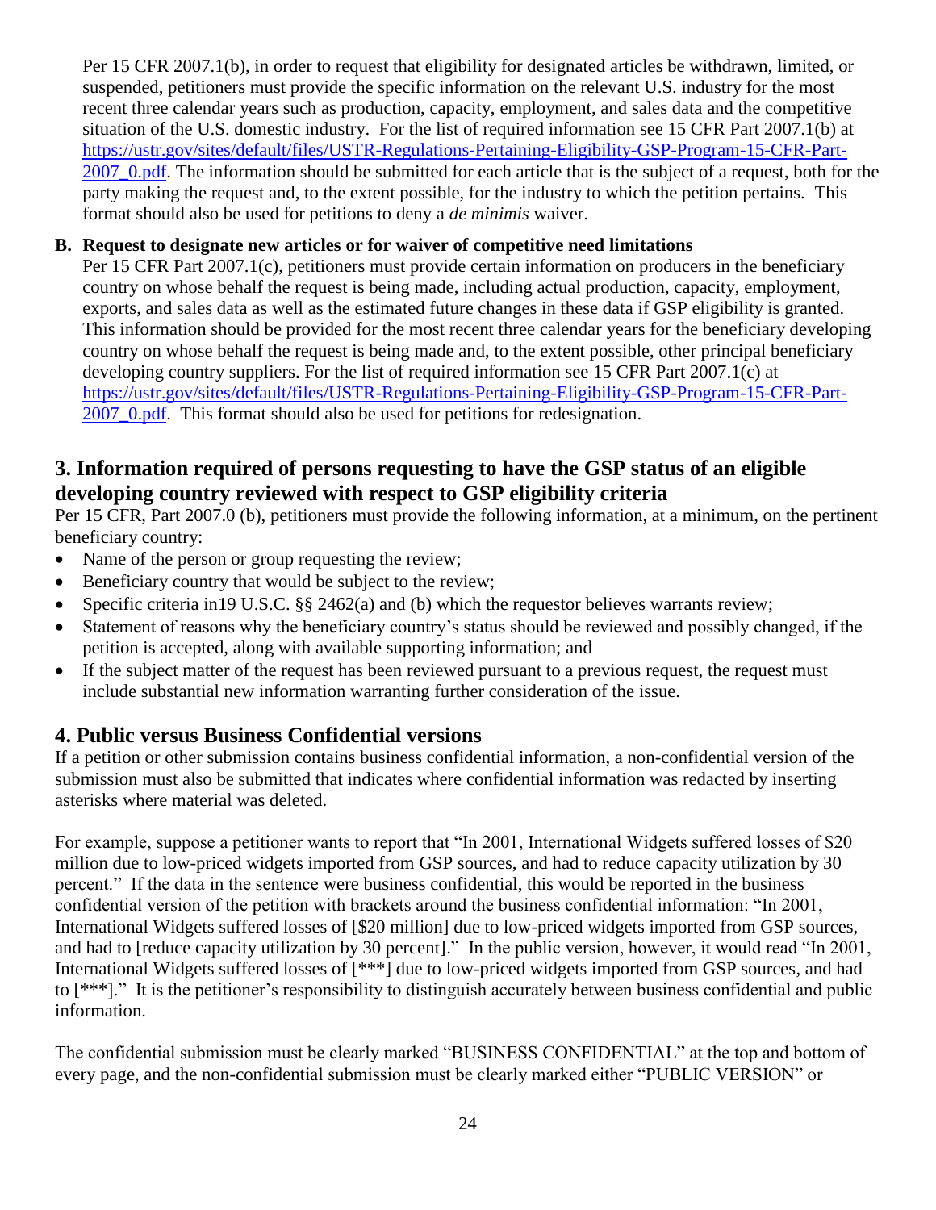Per 15 CFR 2007.1(b), in order to request that eligibility for designated articles be withdrawn, limited, or suspended, petitioners must provide the specific information on the relevant U.S. industry for the most recent three calendar years such as production, capacity, employment, and sales data and the competitive situation of the U.S. domestic industry. For the list of required information see 15 CFR Part 2007.1(b) at https://ustr.gov/sites/default/files/USTR-Regulations-Pertaining-Eligibility-GSP-Program-15-CFR-Part-2007_0.pdf. The information should be submitted for each article that is the subject of a request, both for the party making the request and, to the extent possible, for the industry to which the petition pertains. This format should also be used for petitions to deny a *de minimis* waiver.

**B. Request to designate new articles or for waiver of competitive need limitations**

Per 15 CFR Part 2007.1(c), petitioners must provide certain information on producers in the beneficiary country on whose behalf the request is being made, including actual production, capacity, employment, exports, and sales data as well as the estimated future changes in these data if GSP eligibility is granted. This information should be provided for the most recent three calendar years for the beneficiary developing country on whose behalf the request is being made and, to the extent possible, other principal beneficiary developing country suppliers. For the list of required information see 15 CFR Part 2007.1(c) at https://ustr.gov/sites/default/files/USTR-Regulations-Pertaining-Eligibility-GSP-Program-15-CFR-Part-2007_0.pdf. This format should also be used for petitions for redesignation.

## 3. Information required of persons requesting to have the GSP status of an eligible developing country reviewed with respect to GSP eligibility criteria

Per 15 CFR, Part 2007.0 (b), petitioners must provide the following information, at a minimum, on the pertinent beneficiary country:

- Name of the person or group requesting the review;
- Beneficiary country that would be subject to the review;
- Specific criteria in19 U.S.C. §§ 2462(a) and (b) which the requestor believes warrants review;
- Statement of reasons why the beneficiary country's status should be reviewed and possibly changed, if the petition is accepted, along with available supporting information; and
- If the subject matter of the request has been reviewed pursuant to a previous request, the request must include substantial new information warranting further consideration of the issue.

## 4. Public versus Business Confidential versions

If a petition or other submission contains business confidential information, a non-confidential version of the submission must also be submitted that indicates where confidential information was redacted by inserting asterisks where material was deleted.

For example, suppose a petitioner wants to report that "In 2001, International Widgets suffered losses of $20 million due to low-priced widgets imported from GSP sources, and had to reduce capacity utilization by 30 percent." If the data in the sentence were business confidential, this would be reported in the business confidential version of the petition with brackets around the business confidential information: "In 2001, International Widgets suffered losses of [$20 million] due to low-priced widgets imported from GSP sources, and had to [reduce capacity utilization by 30 percent]." In the public version, however, it would read "In 2001, International Widgets suffered losses of [***] due to low-priced widgets imported from GSP sources, and had to [***]." It is the petitioner's responsibility to distinguish accurately between business confidential and public information.

The confidential submission must be clearly marked "BUSINESS CONFIDENTIAL" at the top and bottom of every page, and the non-confidential submission must be clearly marked either "PUBLIC VERSION" or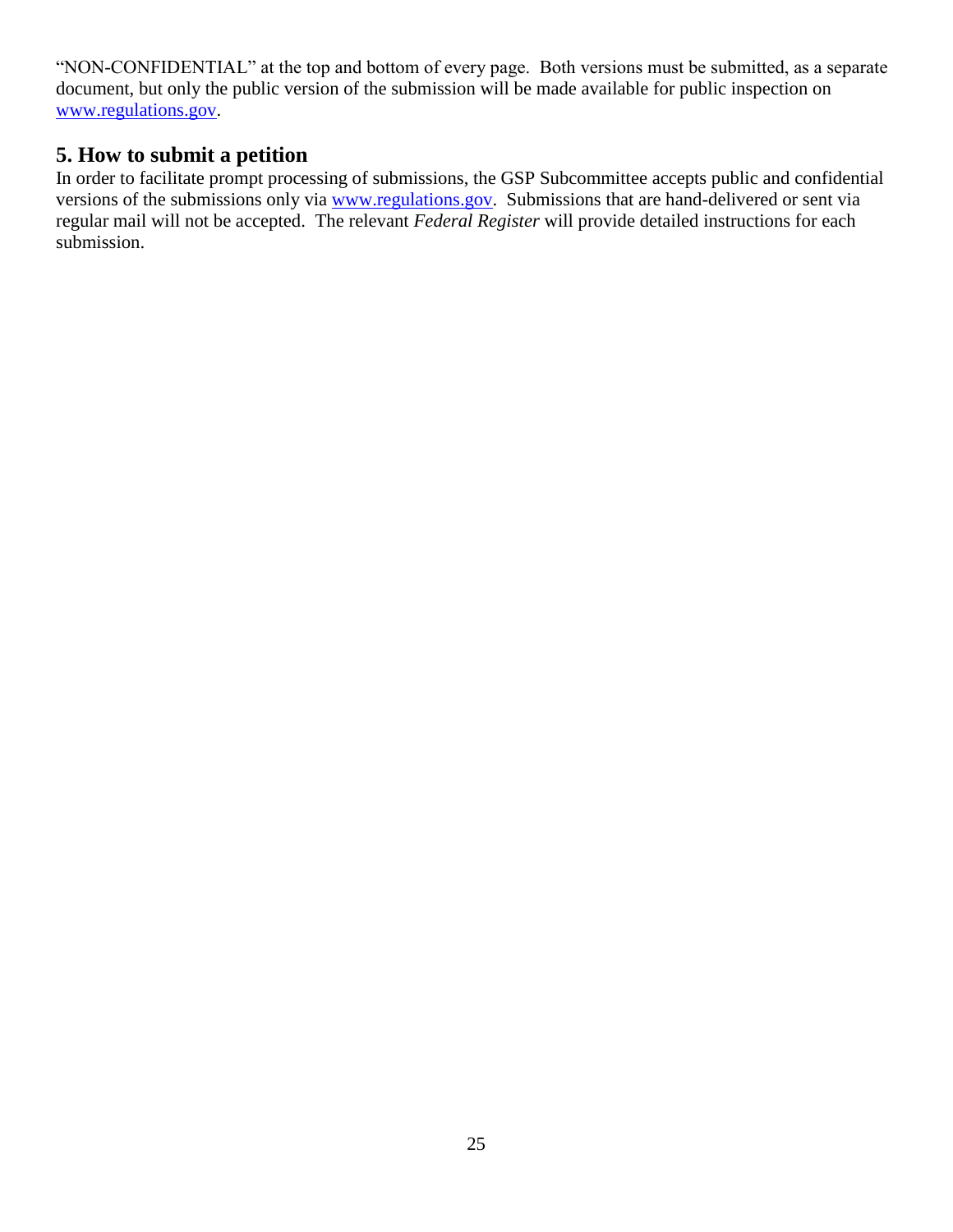"NON-CONFIDENTIAL" at the top and bottom of every page. Both versions must be submitted, as a separate document, but only the public version of the submission will be made available for public inspection on [www.regulations.gov](http://www.regulations.gov).

## 5. How to submit a petition

In order to facilitate prompt processing of submissions, the GSP Subcommittee accepts public and confidential versions of the submissions only via [www.regulations.gov](http://www.regulations.gov). Submissions that are hand-delivered or sent via regular mail will not be accepted. The relevant *Federal Register* will provide detailed instructions for each submission.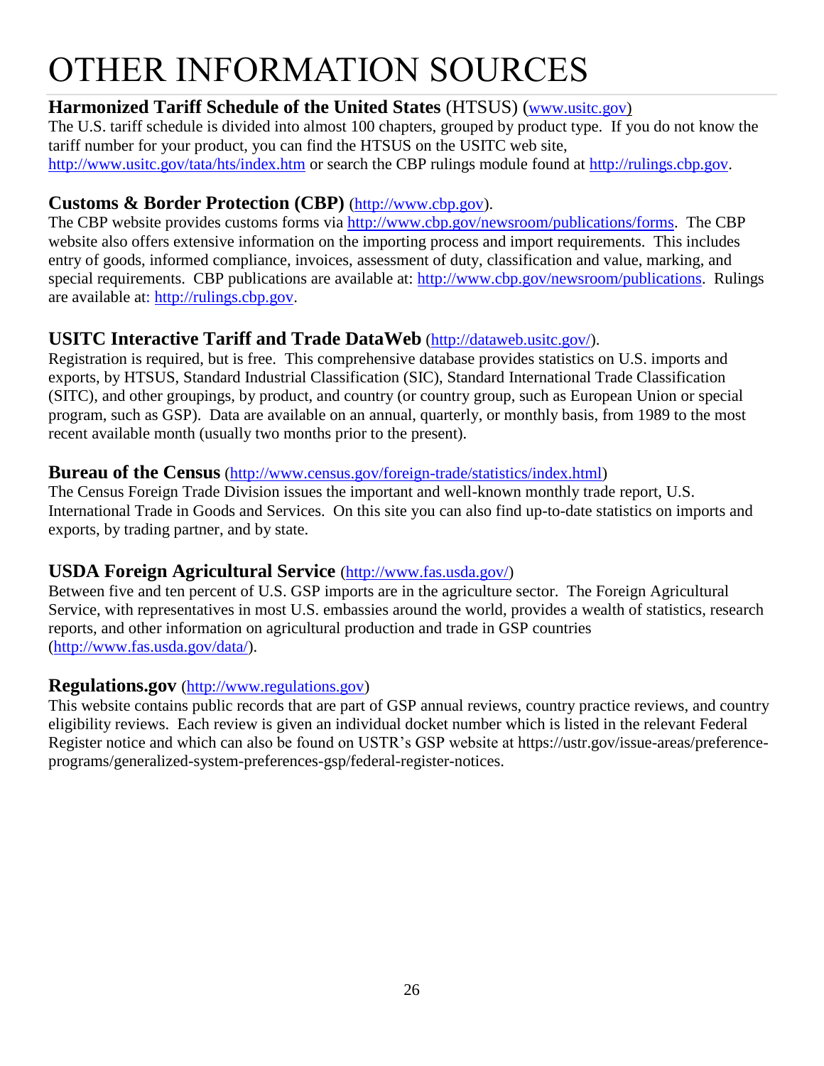# OTHER INFORMATION SOURCES

**Harmonized Tariff Schedule of the United States** (HTSUS) (www.usitc.gov)
The U.S. tariff schedule is divided into almost 100 chapters, grouped by product type. If you do not know the tariff number for your product, you can find the HTSUS on the USITC web site, http://www.usitc.gov/tata/hts/index.htm or search the CBP rulings module found at http://rulings.cbp.gov.

**Customs & Border Protection (CBP)** (http://www.cbp.gov).
The CBP website provides customs forms via http://www.cbp.gov/newsroom/publications/forms. The CBP website also offers extensive information on the importing process and import requirements. This includes entry of goods, informed compliance, invoices, assessment of duty, classification and value, marking, and special requirements. CBP publications are available at: http://www.cbp.gov/newsroom/publications. Rulings are available at: http://rulings.cbp.gov.

**USITC Interactive Tariff and Trade DataWeb** (http://dataweb.usitc.gov/).
Registration is required, but is free. This comprehensive database provides statistics on U.S. imports and exports, by HTSUS, Standard Industrial Classification (SIC), Standard International Trade Classification (SITC), and other groupings, by product, and country (or country group, such as European Union or special program, such as GSP). Data are available on an annual, quarterly, or monthly basis, from 1989 to the most recent available month (usually two months prior to the present).

**Bureau of the Census** (http://www.census.gov/foreign-trade/statistics/index.html)
The Census Foreign Trade Division issues the important and well-known monthly trade report, U.S. International Trade in Goods and Services. On this site you can also find up-to-date statistics on imports and exports, by trading partner, and by state.

**USDA Foreign Agricultural Service** (http://www.fas.usda.gov/)
Between five and ten percent of U.S. GSP imports are in the agriculture sector. The Foreign Agricultural Service, with representatives in most U.S. embassies around the world, provides a wealth of statistics, research reports, and other information on agricultural production and trade in GSP countries (http://www.fas.usda.gov/data/).

**Regulations.gov** (http://www.regulations.gov)
This website contains public records that are part of GSP annual reviews, country practice reviews, and country eligibility reviews. Each review is given an individual docket number which is listed in the relevant Federal Register notice and which can also be found on USTR's GSP website at https://ustr.gov/issue-areas/preference-programs/generalized-system-preferences-gsp/federal-register-notices.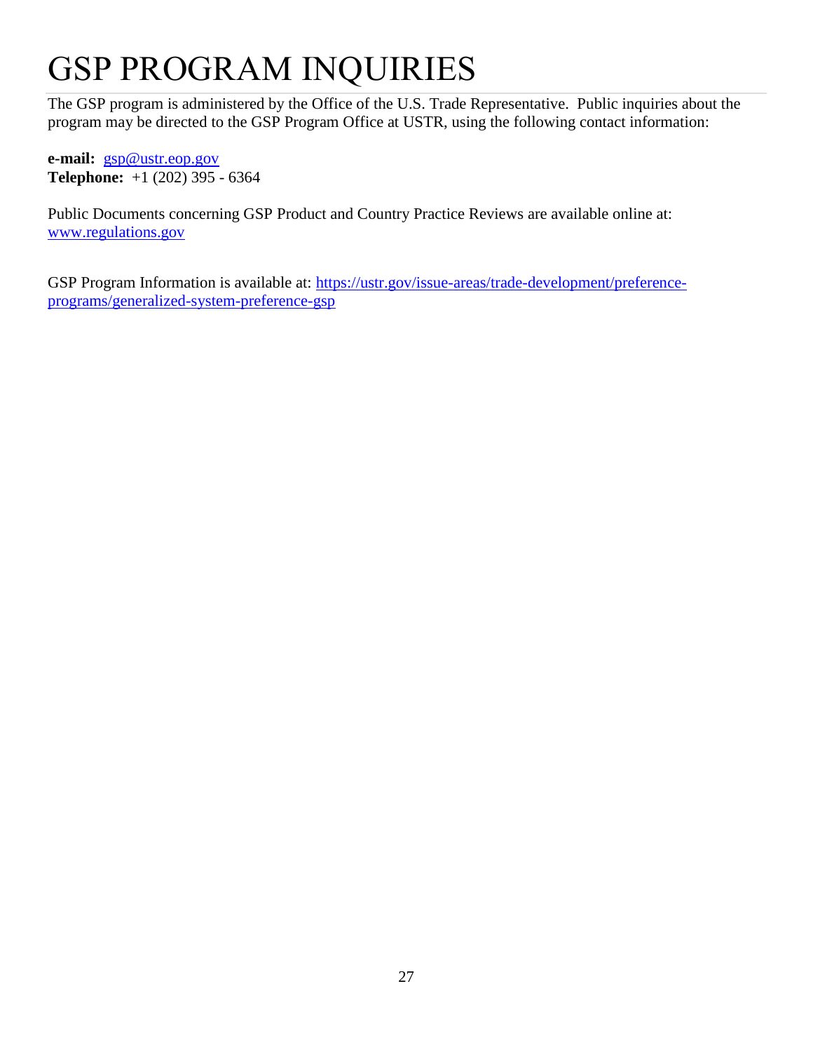# GSP PROGRAM INQUIRIES

The GSP program is administered by the Office of the U.S. Trade Representative. Public inquiries about the program may be directed to the GSP Program Office at USTR, using the following contact information:

**e-mail:** gsp@ustr.eop.gov
**Telephone:** +1 (202) 395 - 6364

Public Documents concerning GSP Product and Country Practice Reviews are available online at: www.regulations.gov

GSP Program Information is available at: https://ustr.gov/issue-areas/trade-development/preference-programs/generalized-system-preference-gsp